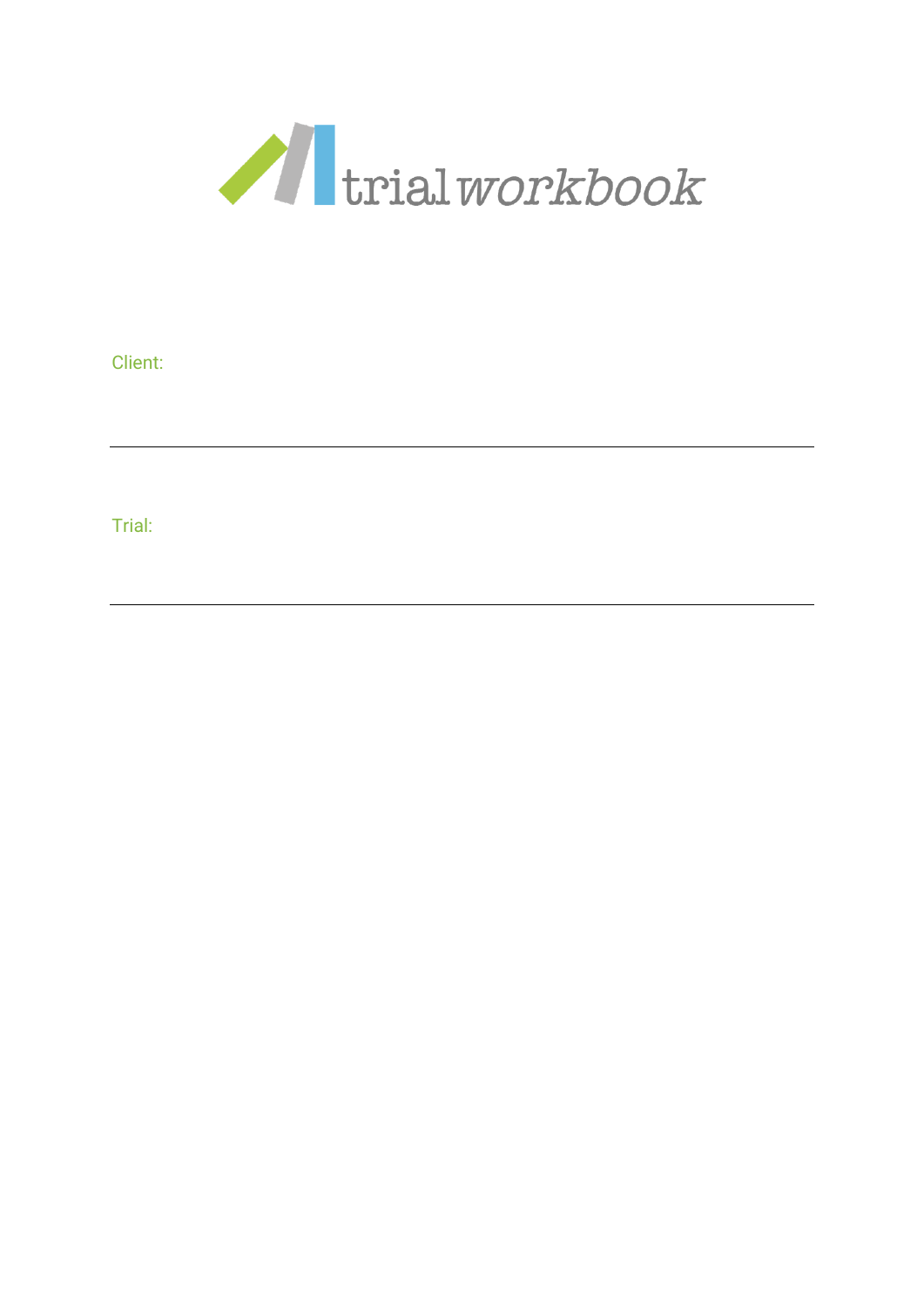trial *workbook*

Client:

---

Trial:

---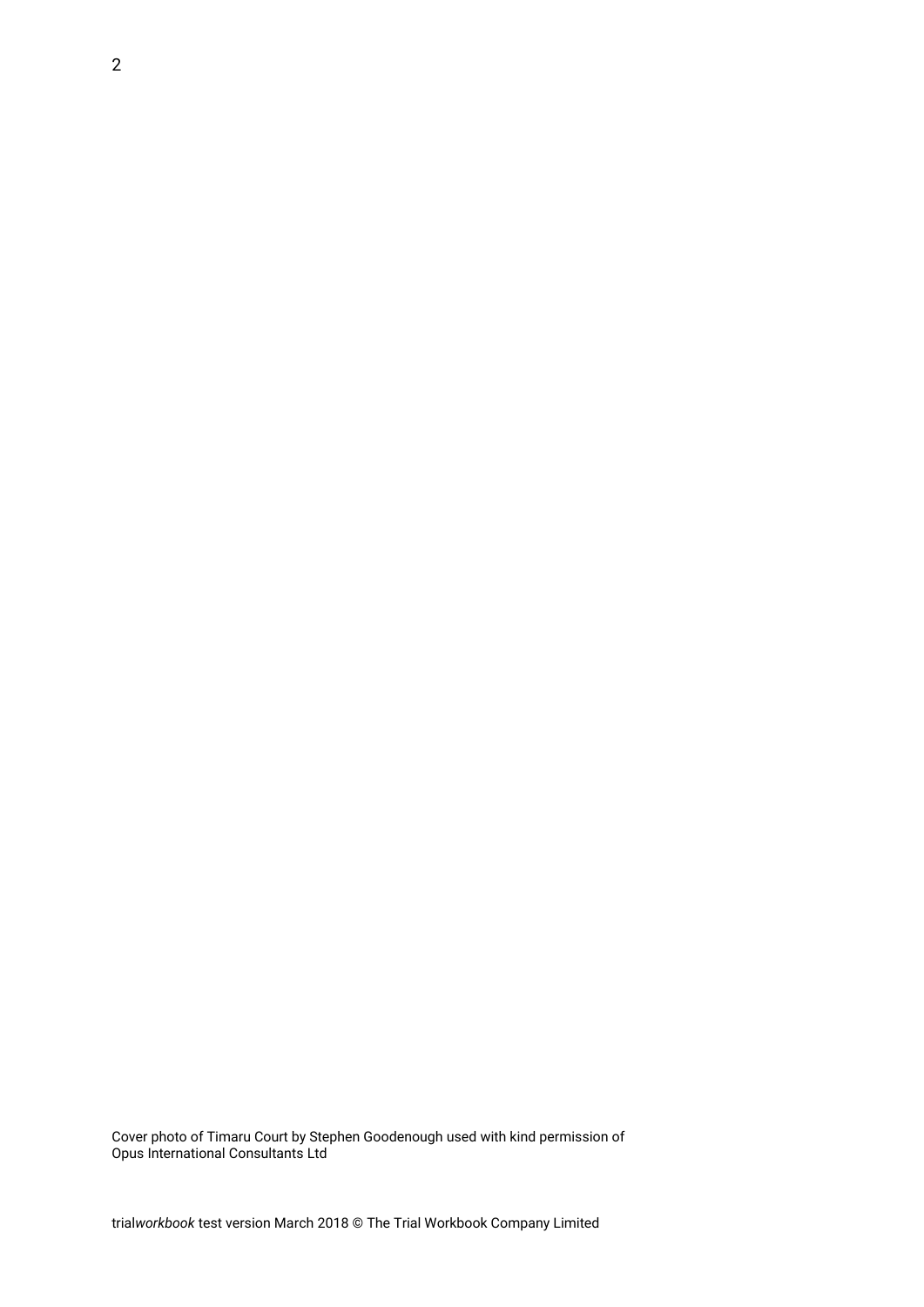Cover photo of Timaru Court by Stephen Goodenough used with kind permission of Opus International Consultants Ltd

trial*workbook* test version March 2018 © The Trial Workbook Company Limited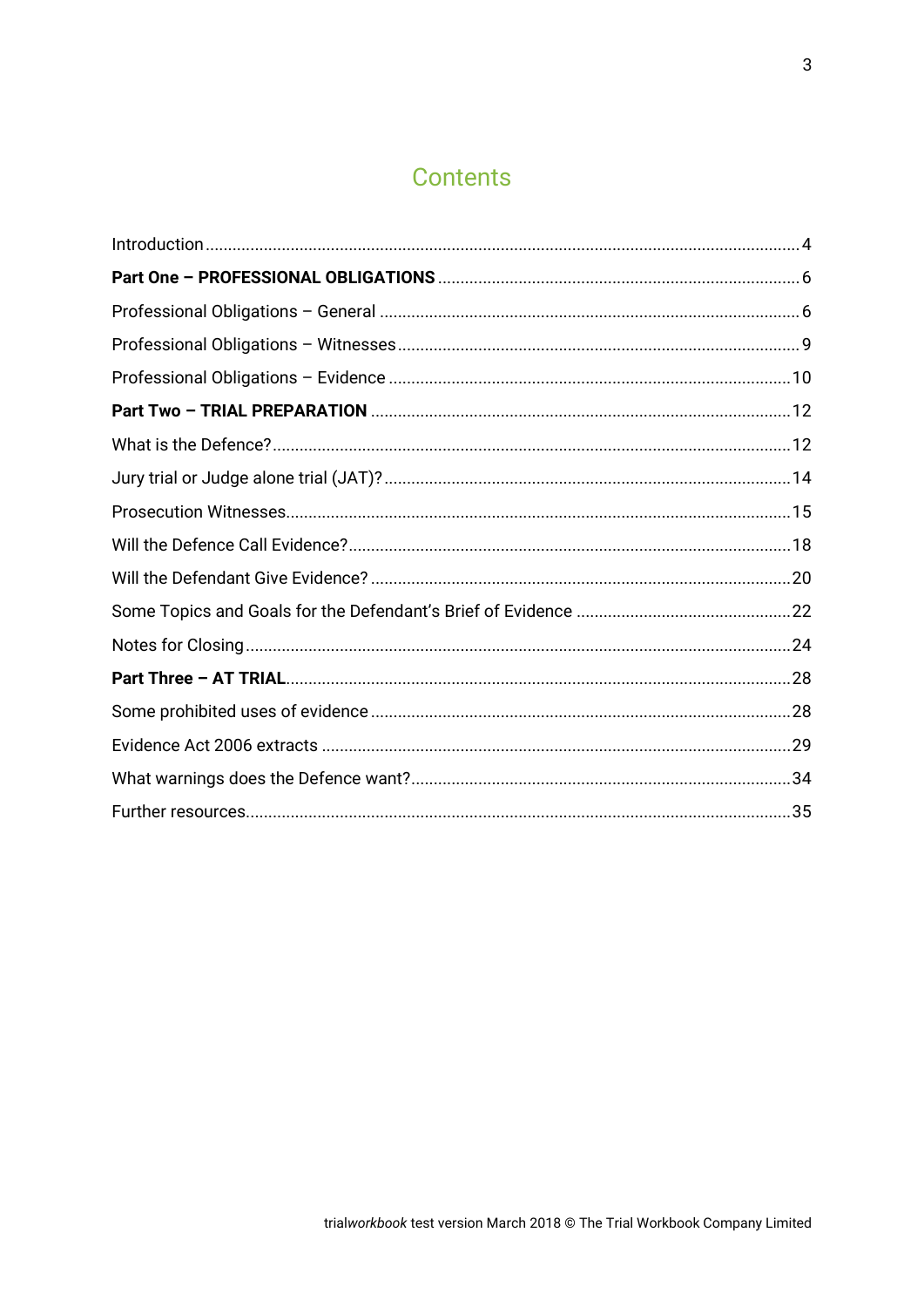# Contents

Introduction ... 4

**Part One – PROFESSIONAL OBLIGATIONS** ... 6

Professional Obligations – General ... 6

Professional Obligations – Witnesses ... 9

Professional Obligations – Evidence ... 10

**Part Two – TRIAL PREPARATION** ... 12

What is the Defence? ... 12

Jury trial or Judge alone trial (JAT)? ... 14

Prosecution Witnesses ... 15

Will the Defence Call Evidence? ... 18

Will the Defendant Give Evidence? ... 20

Some Topics and Goals for the Defendant's Brief of Evidence ... 22

Notes for Closing ... 24

**Part Three – AT TRIAL** ... 28

Some prohibited uses of evidence ... 28

Evidence Act 2006 extracts ... 29

What warnings does the Defence want? ... 34

Further resources ... 35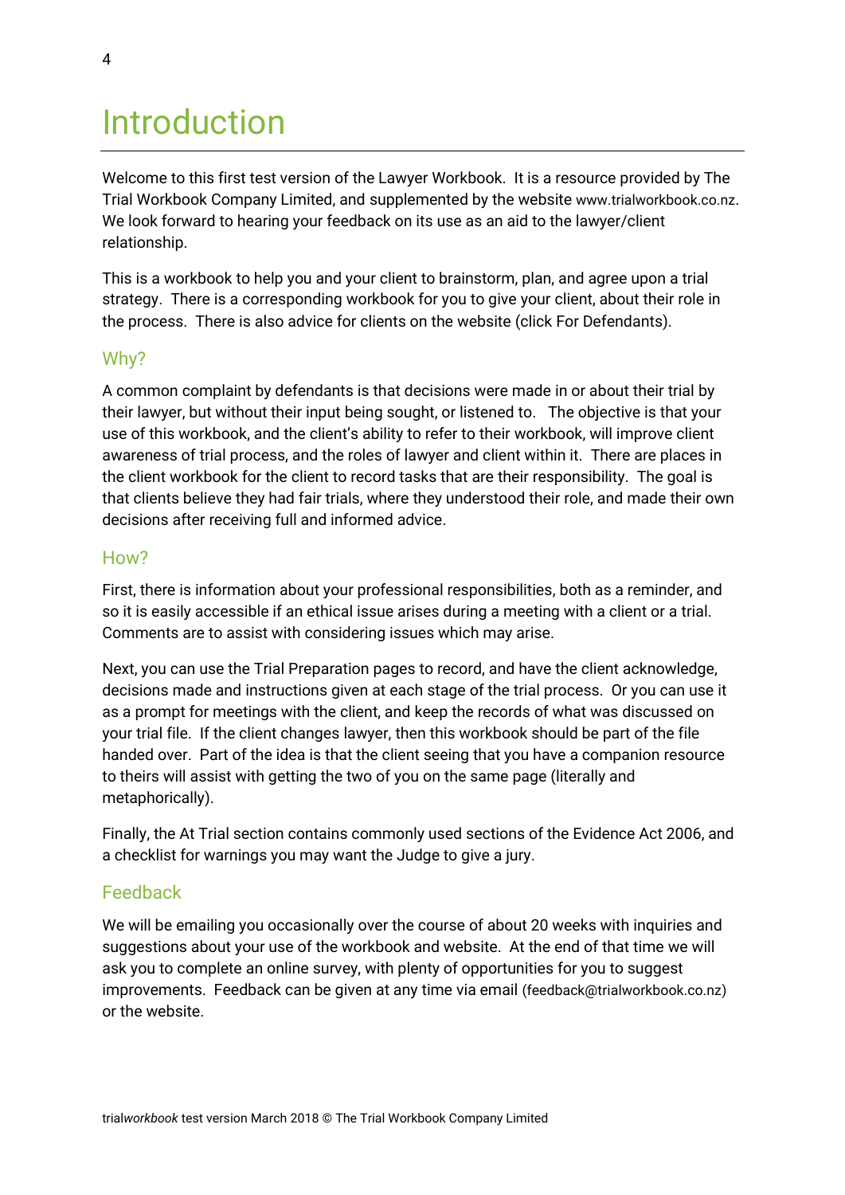# Introduction

Welcome to this first test version of the Lawyer Workbook. It is a resource provided by The Trial Workbook Company Limited, and supplemented by the website www.trialworkbook.co.nz. We look forward to hearing your feedback on its use as an aid to the lawyer/client relationship.

This is a workbook to help you and your client to brainstorm, plan, and agree upon a trial strategy. There is a corresponding workbook for you to give your client, about their role in the process. There is also advice for clients on the website (click For Defendants).

## Why?

A common complaint by defendants is that decisions were made in or about their trial by their lawyer, but without their input being sought, or listened to. The objective is that your use of this workbook, and the client's ability to refer to their workbook, will improve client awareness of trial process, and the roles of lawyer and client within it. There are places in the client workbook for the client to record tasks that are their responsibility. The goal is that clients believe they had fair trials, where they understood their role, and made their own decisions after receiving full and informed advice.

## How?

First, there is information about your professional responsibilities, both as a reminder, and so it is easily accessible if an ethical issue arises during a meeting with a client or a trial. Comments are to assist with considering issues which may arise.

Next, you can use the Trial Preparation pages to record, and have the client acknowledge, decisions made and instructions given at each stage of the trial process. Or you can use it as a prompt for meetings with the client, and keep the records of what was discussed on your trial file. If the client changes lawyer, then this workbook should be part of the file handed over. Part of the idea is that the client seeing that you have a companion resource to theirs will assist with getting the two of you on the same page (literally and metaphorically).

Finally, the At Trial section contains commonly used sections of the Evidence Act 2006, and a checklist for warnings you may want the Judge to give a jury.

## Feedback

We will be emailing you occasionally over the course of about 20 weeks with inquiries and suggestions about your use of the workbook and website. At the end of that time we will ask you to complete an online survey, with plenty of opportunities for you to suggest improvements. Feedback can be given at any time via email (feedback@trialworkbook.co.nz) or the website.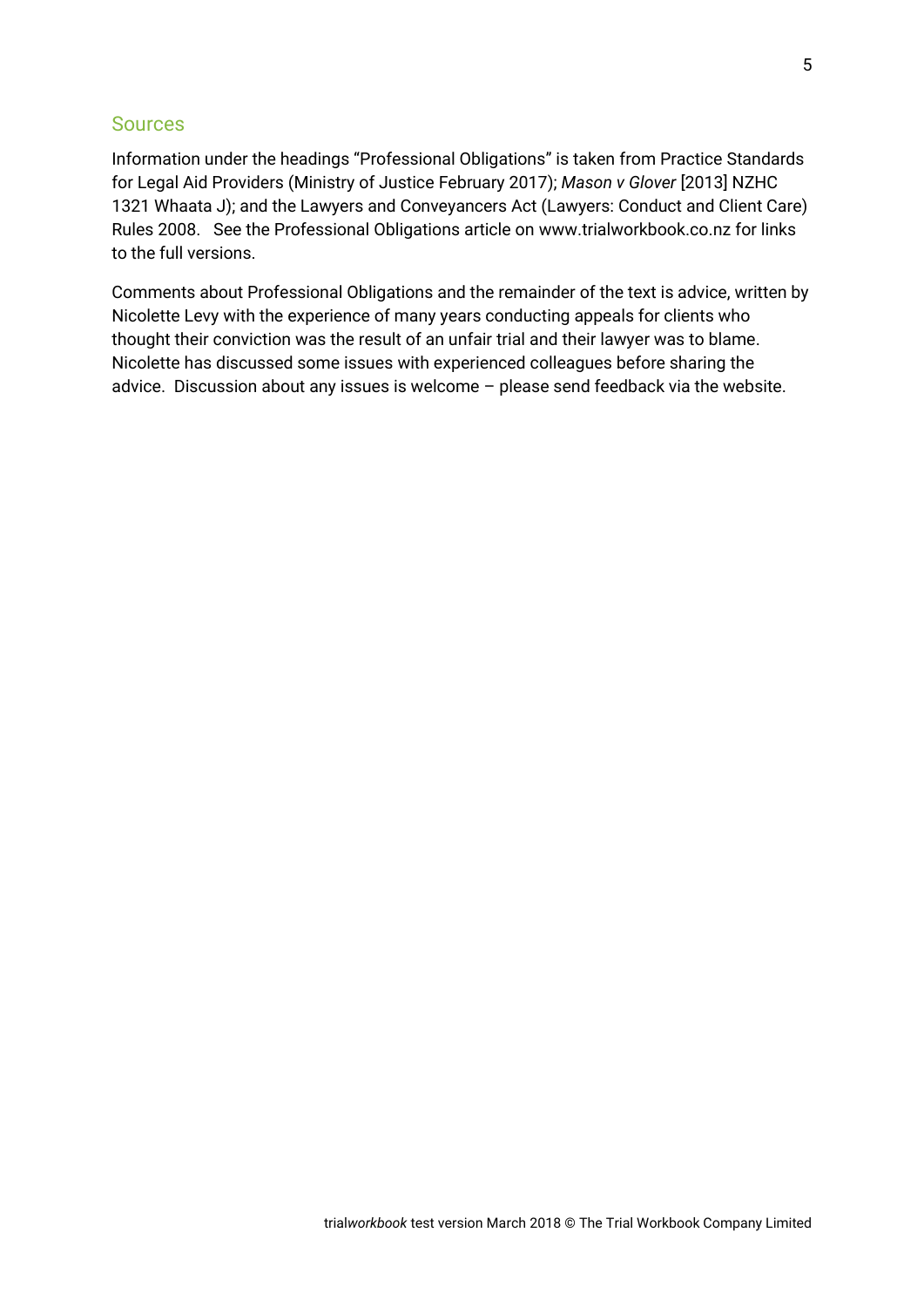## Sources

Information under the headings "Professional Obligations" is taken from Practice Standards for Legal Aid Providers (Ministry of Justice February 2017); *Mason v Glover* [2013] NZHC 1321 Whaata J); and the Lawyers and Conveyancers Act (Lawyers: Conduct and Client Care) Rules 2008. See the Professional Obligations article on www.trialworkbook.co.nz for links to the full versions.

Comments about Professional Obligations and the remainder of the text is advice, written by Nicolette Levy with the experience of many years conducting appeals for clients who thought their conviction was the result of an unfair trial and their lawyer was to blame. Nicolette has discussed some issues with experienced colleagues before sharing the advice. Discussion about any issues is welcome – please send feedback via the website.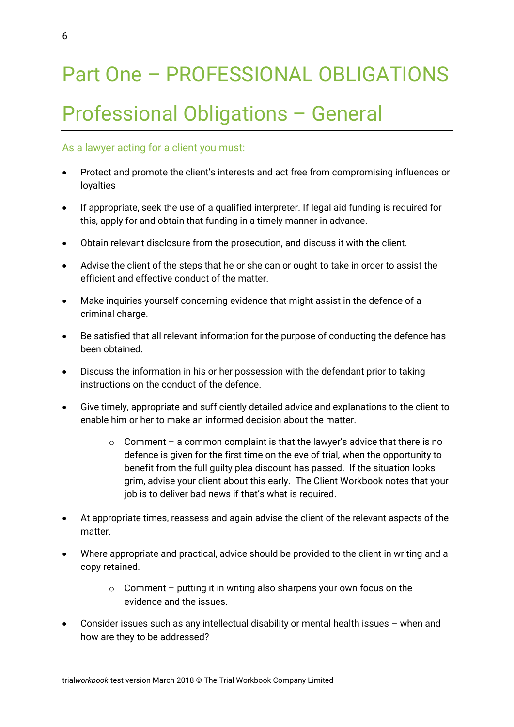# Part One – PROFESSIONAL OBLIGATIONS

# Professional Obligations – General

### As a lawyer acting for a client you must:

- Protect and promote the client's interests and act free from compromising influences or loyalties
- If appropriate, seek the use of a qualified interpreter. If legal aid funding is required for this, apply for and obtain that funding in a timely manner in advance.
- Obtain relevant disclosure from the prosecution, and discuss it with the client.
- Advise the client of the steps that he or she can or ought to take in order to assist the efficient and effective conduct of the matter.
- Make inquiries yourself concerning evidence that might assist in the defence of a criminal charge.
- Be satisfied that all relevant information for the purpose of conducting the defence has been obtained.
- Discuss the information in his or her possession with the defendant prior to taking instructions on the conduct of the defence.
- Give timely, appropriate and sufficiently detailed advice and explanations to the client to enable him or her to make an informed decision about the matter.
    - Comment – a common complaint is that the lawyer's advice that there is no defence is given for the first time on the eve of trial, when the opportunity to benefit from the full guilty plea discount has passed. If the situation looks grim, advise your client about this early. The Client Workbook notes that your job is to deliver bad news if that's what is required.
- At appropriate times, reassess and again advise the client of the relevant aspects of the matter.
- Where appropriate and practical, advice should be provided to the client in writing and a copy retained.
    - Comment – putting it in writing also sharpens your own focus on the evidence and the issues.
- Consider issues such as any intellectual disability or mental health issues – when and how are they to be addressed?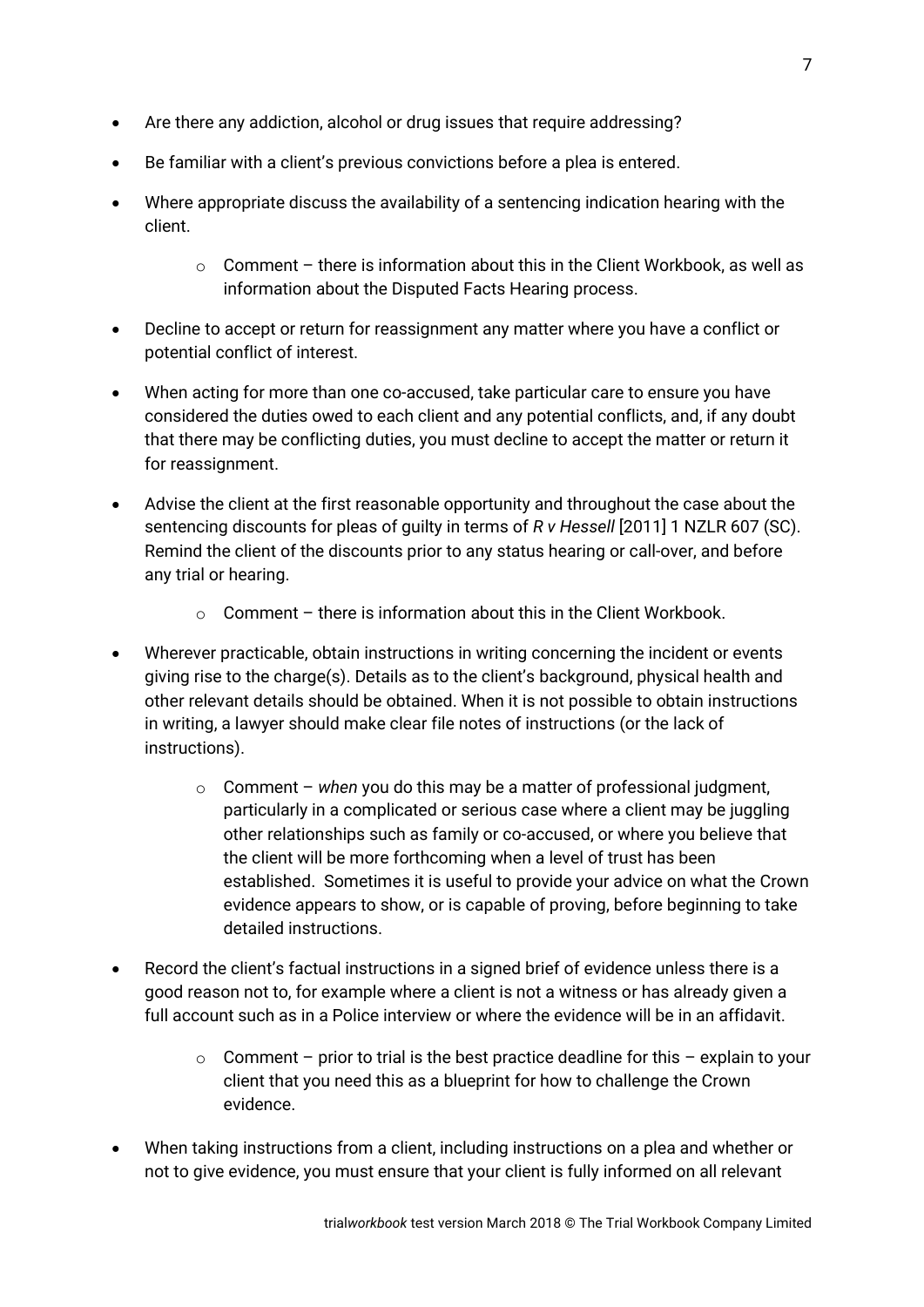- Are there any addiction, alcohol or drug issues that require addressing?
- Be familiar with a client's previous convictions before a plea is entered.
- Where appropriate discuss the availability of a sentencing indication hearing with the client.
    - Comment – there is information about this in the Client Workbook, as well as information about the Disputed Facts Hearing process.
- Decline to accept or return for reassignment any matter where you have a conflict or potential conflict of interest.
- When acting for more than one co-accused, take particular care to ensure you have considered the duties owed to each client and any potential conflicts, and, if any doubt that there may be conflicting duties, you must decline to accept the matter or return it for reassignment.
- Advise the client at the first reasonable opportunity and throughout the case about the sentencing discounts for pleas of guilty in terms of *R v Hessell* [2011] 1 NZLR 607 (SC). Remind the client of the discounts prior to any status hearing or call-over, and before any trial or hearing.
    - Comment – there is information about this in the Client Workbook.
- Wherever practicable, obtain instructions in writing concerning the incident or events giving rise to the charge(s). Details as to the client's background, physical health and other relevant details should be obtained. When it is not possible to obtain instructions in writing, a lawyer should make clear file notes of instructions (or the lack of instructions).
    - Comment – *when* you do this may be a matter of professional judgment, particularly in a complicated or serious case where a client may be juggling other relationships such as family or co-accused, or where you believe that the client will be more forthcoming when a level of trust has been established. Sometimes it is useful to provide your advice on what the Crown evidence appears to show, or is capable of proving, before beginning to take detailed instructions.
- Record the client's factual instructions in a signed brief of evidence unless there is a good reason not to, for example where a client is not a witness or has already given a full account such as in a Police interview or where the evidence will be in an affidavit.
    - Comment – prior to trial is the best practice deadline for this – explain to your client that you need this as a blueprint for how to challenge the Crown evidence.
- When taking instructions from a client, including instructions on a plea and whether or not to give evidence, you must ensure that your client is fully informed on all relevant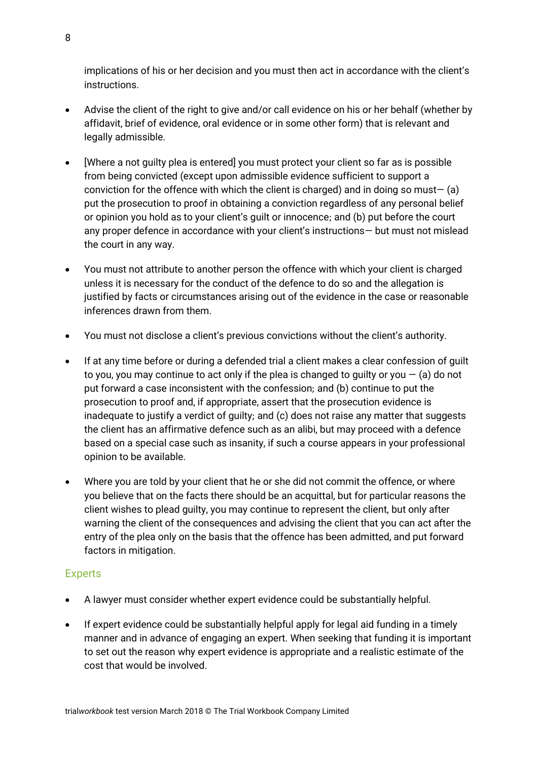implications of his or her decision and you must then act in accordance with the client's instructions.

- Advise the client of the right to give and/or call evidence on his or her behalf (whether by affidavit, brief of evidence, oral evidence or in some other form) that is relevant and legally admissible.

- [Where a not guilty plea is entered] you must protect your client so far as is possible from being convicted (except upon admissible evidence sufficient to support a conviction for the offence with which the client is charged) and in doing so must— (a) put the prosecution to proof in obtaining a conviction regardless of any personal belief or opinion you hold as to your client's guilt or innocence; and (b) put before the court any proper defence in accordance with your client's instructions— but must not mislead the court in any way.

- You must not attribute to another person the offence with which your client is charged unless it is necessary for the conduct of the defence to do so and the allegation is justified by facts or circumstances arising out of the evidence in the case or reasonable inferences drawn from them.

- You must not disclose a client's previous convictions without the client's authority.

- If at any time before or during a defended trial a client makes a clear confession of guilt to you, you may continue to act only if the plea is changed to guilty or you — (a) do not put forward a case inconsistent with the confession; and (b) continue to put the prosecution to proof and, if appropriate, assert that the prosecution evidence is inadequate to justify a verdict of guilty; and (c) does not raise any matter that suggests the client has an affirmative defence such as an alibi, but may proceed with a defence based on a special case such as insanity, if such a course appears in your professional opinion to be available.

- Where you are told by your client that he or she did not commit the offence, or where you believe that on the facts there should be an acquittal, but for particular reasons the client wishes to plead guilty, you may continue to represent the client, but only after warning the client of the consequences and advising the client that you can act after the entry of the plea only on the basis that the offence has been admitted, and put forward factors in mitigation.

## Experts

- A lawyer must consider whether expert evidence could be substantially helpful.

- If expert evidence could be substantially helpful apply for legal aid funding in a timely manner and in advance of engaging an expert. When seeking that funding it is important to set out the reason why expert evidence is appropriate and a realistic estimate of the cost that would be involved.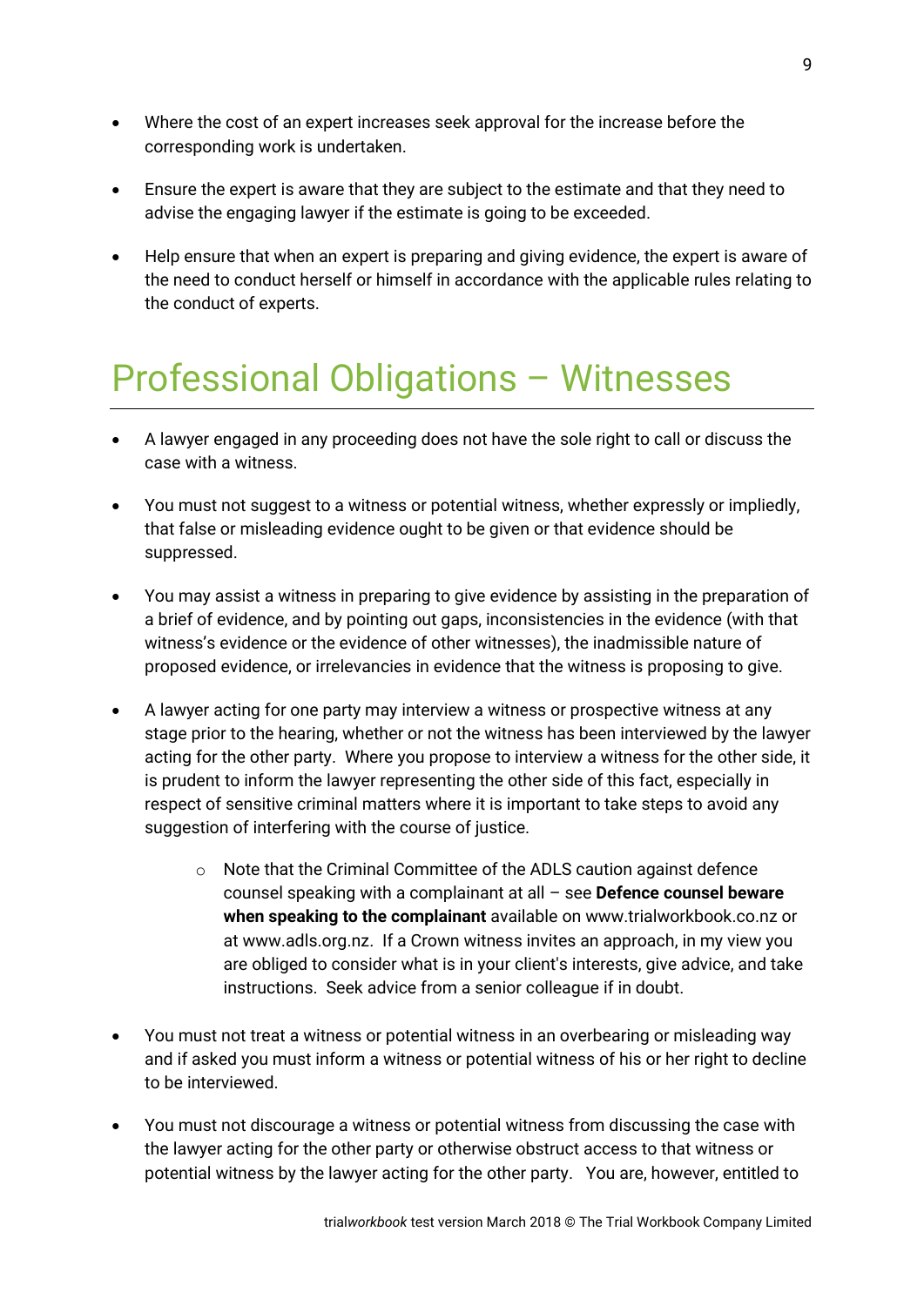- Where the cost of an expert increases seek approval for the increase before the corresponding work is undertaken.

- Ensure the expert is aware that they are subject to the estimate and that they need to advise the engaging lawyer if the estimate is going to be exceeded.

- Help ensure that when an expert is preparing and giving evidence, the expert is aware of the need to conduct herself or himself in accordance with the applicable rules relating to the conduct of experts.

# Professional Obligations – Witnesses

- A lawyer engaged in any proceeding does not have the sole right to call or discuss the case with a witness.

- You must not suggest to a witness or potential witness, whether expressly or impliedly, that false or misleading evidence ought to be given or that evidence should be suppressed.

- You may assist a witness in preparing to give evidence by assisting in the preparation of a brief of evidence, and by pointing out gaps, inconsistencies in the evidence (with that witness's evidence or the evidence of other witnesses), the inadmissible nature of proposed evidence, or irrelevancies in evidence that the witness is proposing to give.

- A lawyer acting for one party may interview a witness or prospective witness at any stage prior to the hearing, whether or not the witness has been interviewed by the lawyer acting for the other party. Where you propose to interview a witness for the other side, it is prudent to inform the lawyer representing the other side of this fact, especially in respect of sensitive criminal matters where it is important to take steps to avoid any suggestion of interfering with the course of justice.

    - Note that the Criminal Committee of the ADLS caution against defence counsel speaking with a complainant at all – see **Defence counsel beware when speaking to the complainant** available on www.trialworkbook.co.nz or at www.adls.org.nz. If a Crown witness invites an approach, in my view you are obliged to consider what is in your client's interests, give advice, and take instructions. Seek advice from a senior colleague if in doubt.

- You must not treat a witness or potential witness in an overbearing or misleading way and if asked you must inform a witness or potential witness of his or her right to decline to be interviewed.

- You must not discourage a witness or potential witness from discussing the case with the lawyer acting for the other party or otherwise obstruct access to that witness or potential witness by the lawyer acting for the other party. You are, however, entitled to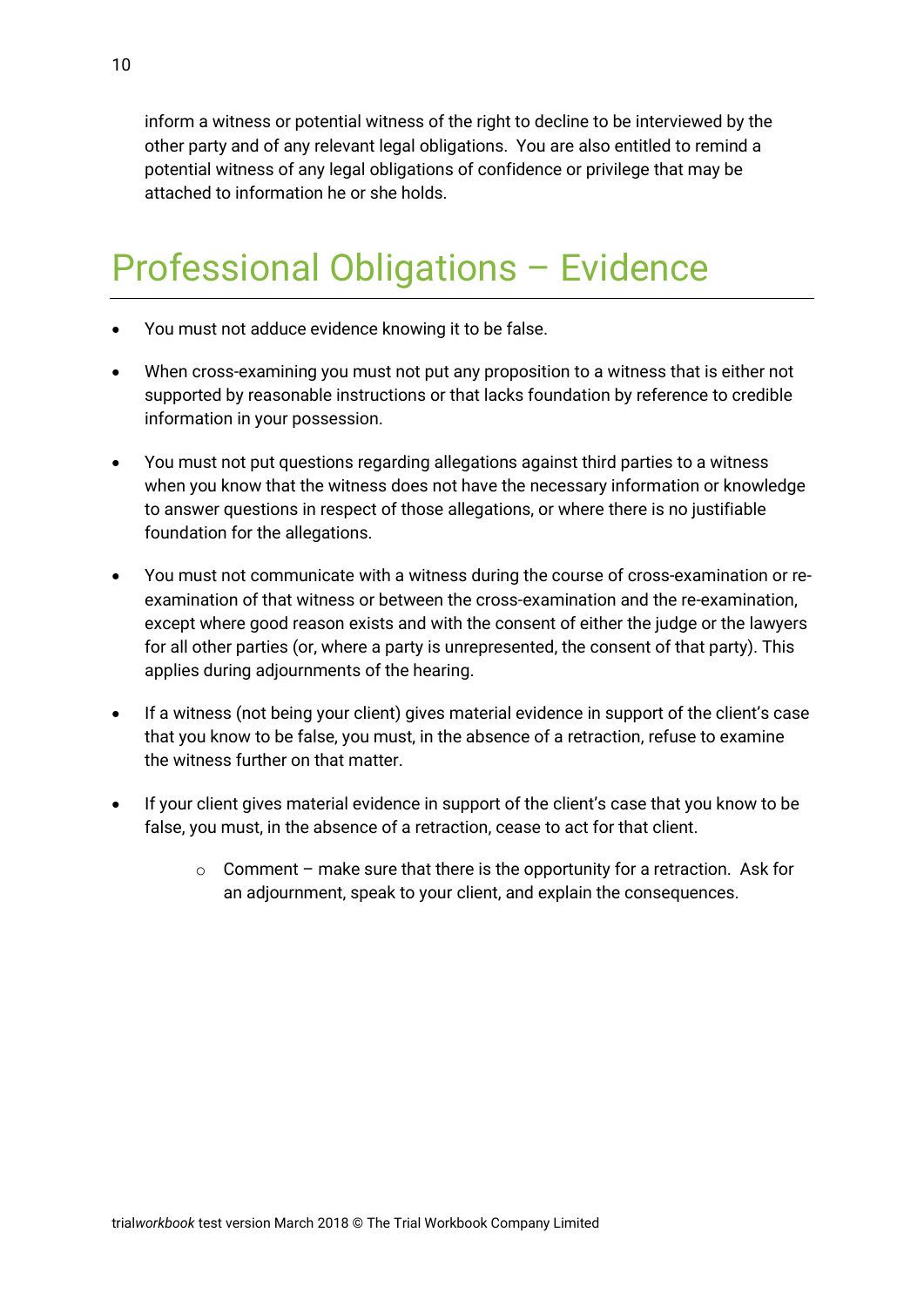inform a witness or potential witness of the right to decline to be interviewed by the other party and of any relevant legal obligations. You are also entitled to remind a potential witness of any legal obligations of confidence or privilege that may be attached to information he or she holds.

# Professional Obligations – Evidence

- You must not adduce evidence knowing it to be false.
- When cross-examining you must not put any proposition to a witness that is either not supported by reasonable instructions or that lacks foundation by reference to credible information in your possession.
- You must not put questions regarding allegations against third parties to a witness when you know that the witness does not have the necessary information or knowledge to answer questions in respect of those allegations, or where there is no justifiable foundation for the allegations.
- You must not communicate with a witness during the course of cross-examination or re-examination of that witness or between the cross-examination and the re-examination, except where good reason exists and with the consent of either the judge or the lawyers for all other parties (or, where a party is unrepresented, the consent of that party). This applies during adjournments of the hearing.
- If a witness (not being your client) gives material evidence in support of the client's case that you know to be false, you must, in the absence of a retraction, refuse to examine the witness further on that matter.
- If your client gives material evidence in support of the client's case that you know to be false, you must, in the absence of a retraction, cease to act for that client.
    - Comment – make sure that there is the opportunity for a retraction. Ask for an adjournment, speak to your client, and explain the consequences.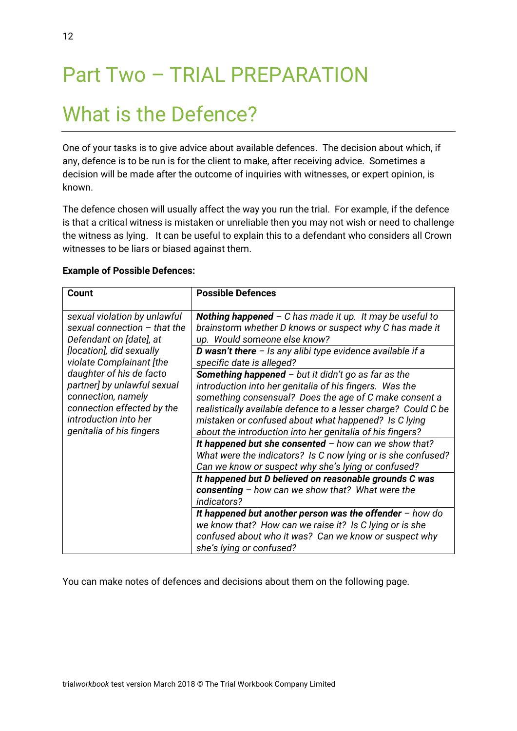# Part Two – TRIAL PREPARATION

## What is the Defence?

One of your tasks is to give advice about available defences. The decision about which, if any, defence is to be run is for the client to make, after receiving advice. Sometimes a decision will be made after the outcome of inquiries with witnesses, or expert opinion, is known.

The defence chosen will usually affect the way you run the trial. For example, if the defence is that a critical witness is mistaken or unreliable then you may not wish or need to challenge the witness as lying. It can be useful to explain this to a defendant who considers all Crown witnesses to be liars or biased against them.

**Example of Possible Defences:**

| Count | Possible Defences |
|---|---|
| *sexual violation by unlawful sexual connection – that the Defendant on [date], at [location], did sexually violate Complainant [the daughter of his de facto partner] by unlawful sexual connection, namely connection effected by the introduction into her genitalia of his fingers* | ***Nothing happened*** *– C has made it up. It may be useful to brainstorm whether D knows or suspect why C has made it up. Would someone else know?* |
| | ***D wasn't there*** *– Is any alibi type evidence available if a specific date is alleged?* |
| | ***Something happened*** *– but it didn't go as far as the introduction into her genitalia of his fingers. Was the something consensual? Does the age of C make consent a realistically available defence to a lesser charge? Could C be mistaken or confused about what happened? Is C lying about the introduction into her genitalia of his fingers?* |
| | ***It happened but she consented*** *– how can we show that? What were the indicators? Is C now lying or is she confused? Can we know or suspect why she's lying or confused?* |
| | ***It happened but D believed on reasonable grounds C was consenting*** *– how can we show that? What were the indicators?* |
| | ***It happened but another person was the offender*** *– how do we know that? How can we raise it? Is C lying or is she confused about who it was? Can we know or suspect why she's lying or confused?* |

You can make notes of defences and decisions about them on the following page.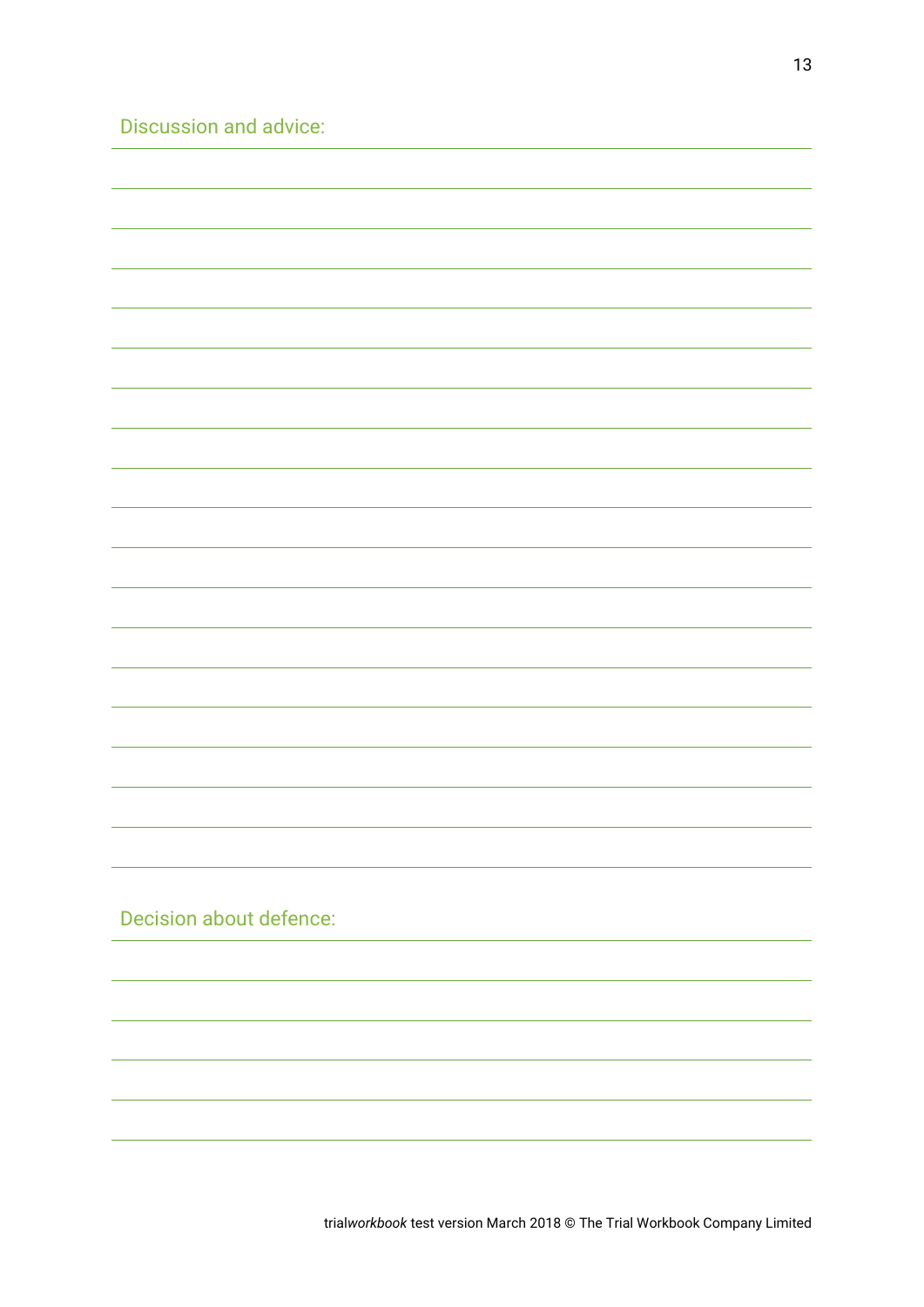Discussion and advice:

Decision about defence: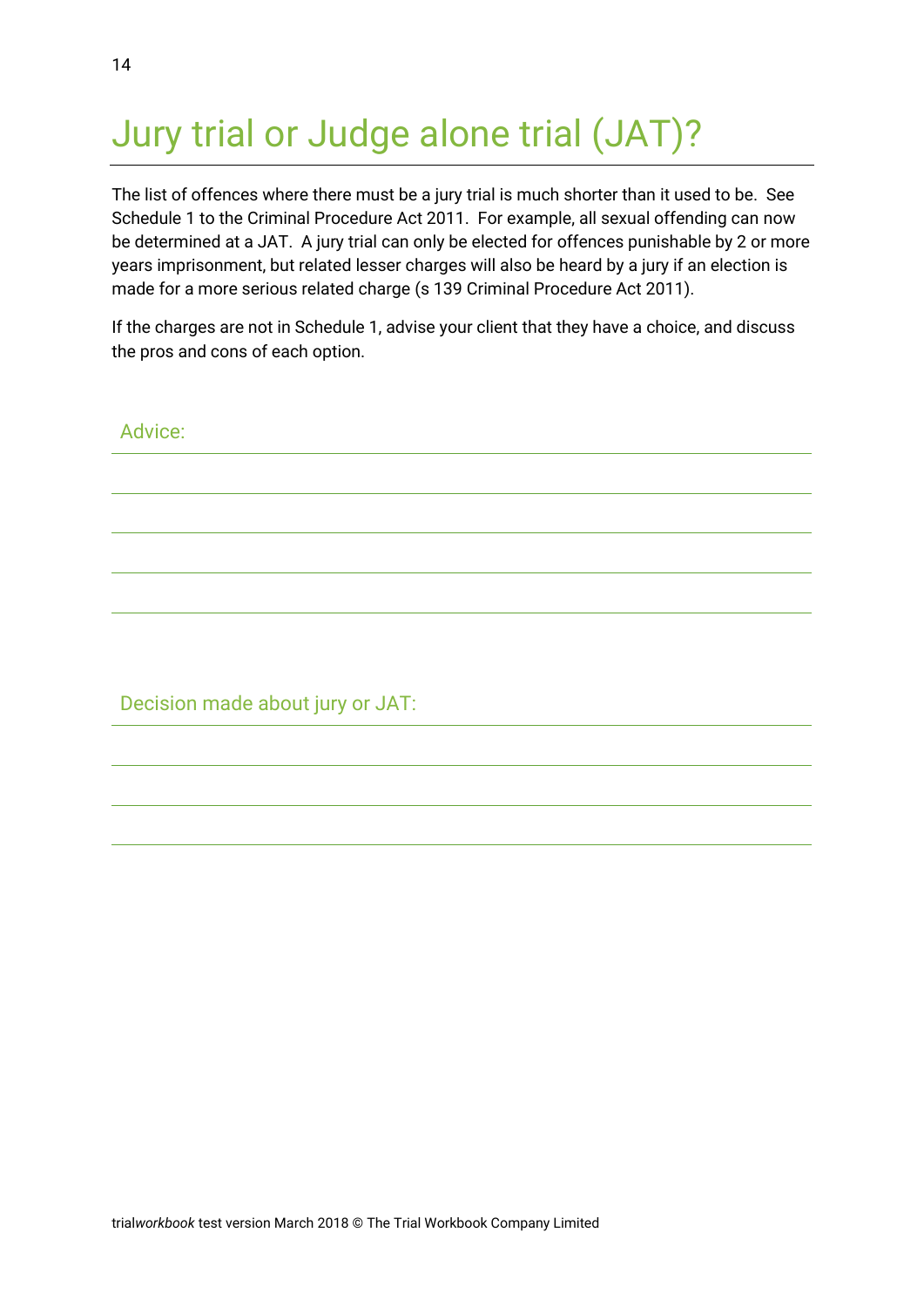# Jury trial or Judge alone trial (JAT)?

The list of offences where there must be a jury trial is much shorter than it used to be. See Schedule 1 to the Criminal Procedure Act 2011. For example, all sexual offending can now be determined at a JAT. A jury trial can only be elected for offences punishable by 2 or more years imprisonment, but related lesser charges will also be heard by a jury if an election is made for a more serious related charge (s 139 Criminal Procedure Act 2011).

If the charges are not in Schedule 1, advise your client that they have a choice, and discuss the pros and cons of each option.

Advice:

Decision made about jury or JAT: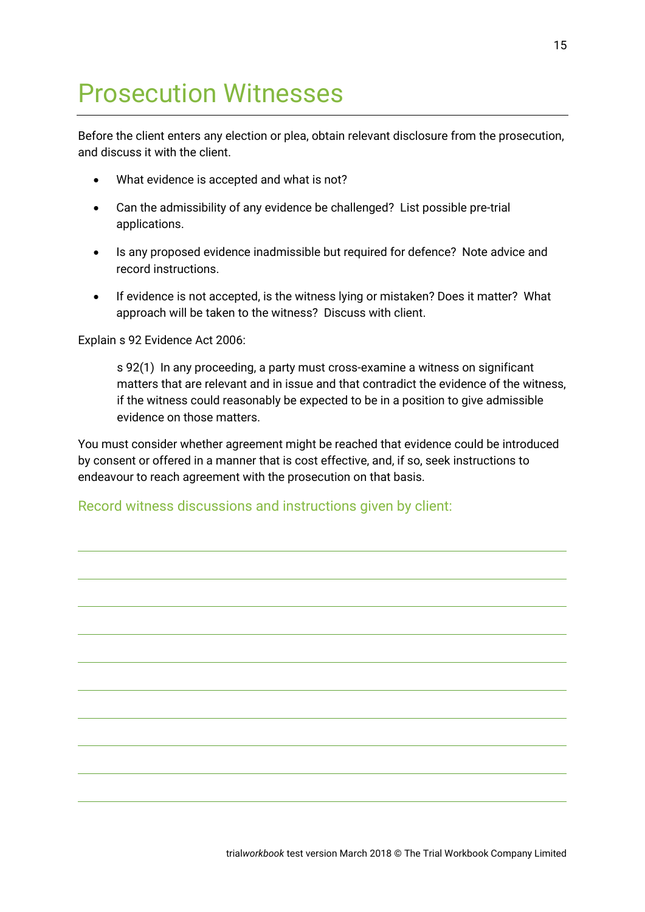# Prosecution Witnesses

Before the client enters any election or plea, obtain relevant disclosure from the prosecution, and discuss it with the client.

- What evidence is accepted and what is not?
- Can the admissibility of any evidence be challenged? List possible pre-trial applications.
- Is any proposed evidence inadmissible but required for defence? Note advice and record instructions.
- If evidence is not accepted, is the witness lying or mistaken? Does it matter? What approach will be taken to the witness? Discuss with client.

Explain s 92 Evidence Act 2006:

> s 92(1) In any proceeding, a party must cross-examine a witness on significant matters that are relevant and in issue and that contradict the evidence of the witness, if the witness could reasonably be expected to be in a position to give admissible evidence on those matters.

You must consider whether agreement might be reached that evidence could be introduced by consent or offered in a manner that is cost effective, and, if so, seek instructions to endeavour to reach agreement with the prosecution on that basis.

### Record witness discussions and instructions given by client: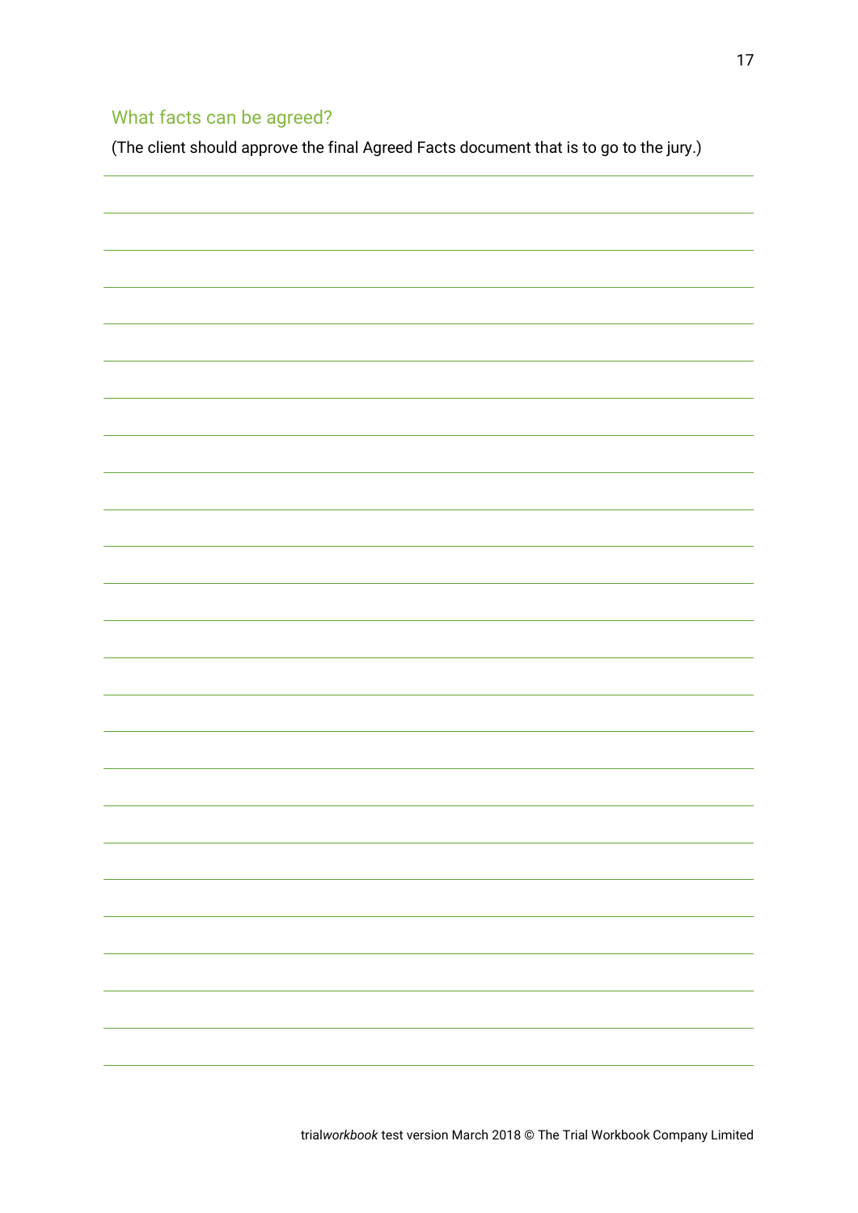## What facts can be agreed?

(The client should approve the final Agreed Facts document that is to go to the jury.)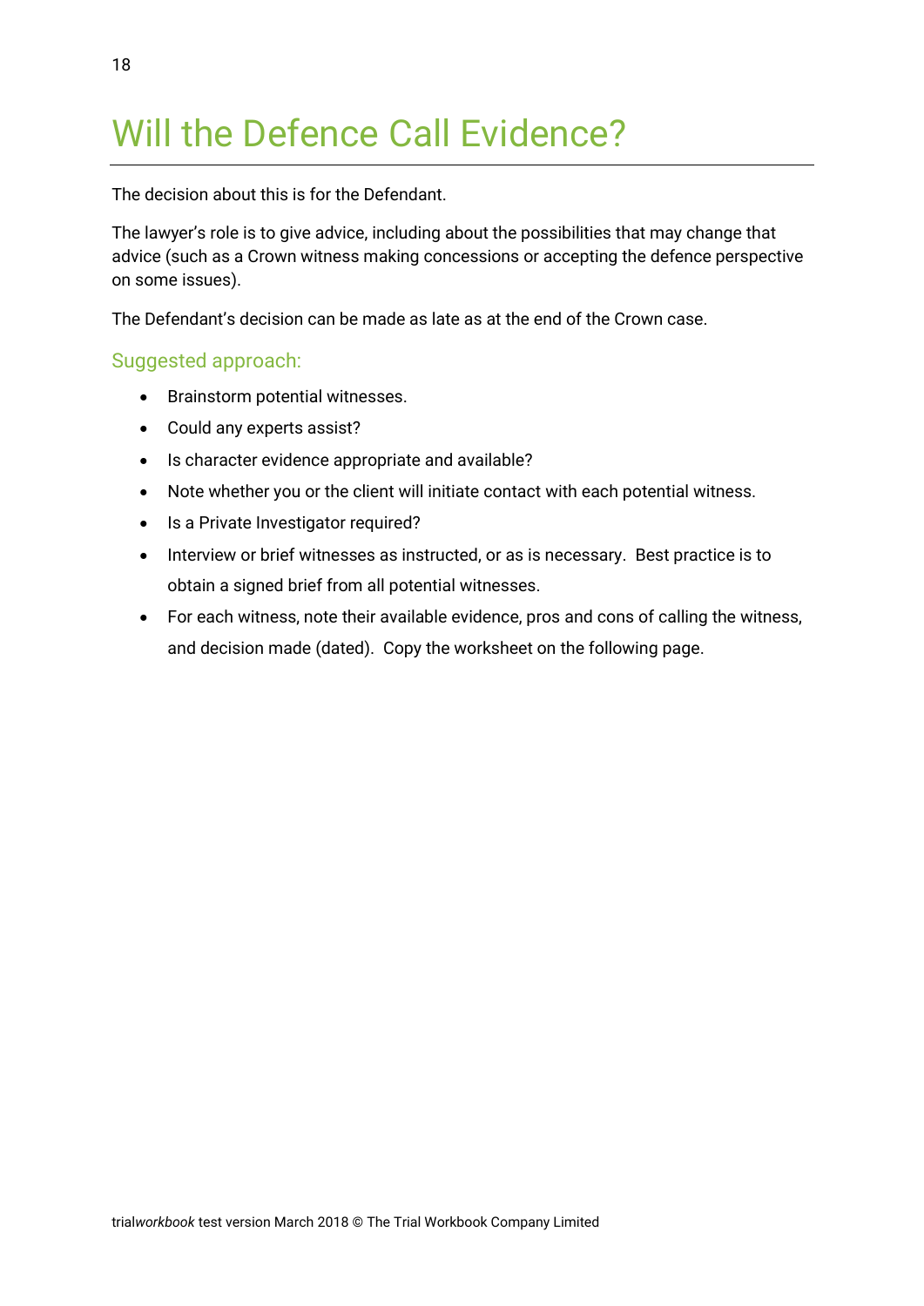# Will the Defence Call Evidence?

The decision about this is for the Defendant.

The lawyer's role is to give advice, including about the possibilities that may change that advice (such as a Crown witness making concessions or accepting the defence perspective on some issues).

The Defendant's decision can be made as late as at the end of the Crown case.

## Suggested approach:

- Brainstorm potential witnesses.
- Could any experts assist?
- Is character evidence appropriate and available?
- Note whether you or the client will initiate contact with each potential witness.
- Is a Private Investigator required?
- Interview or brief witnesses as instructed, or as is necessary. Best practice is to obtain a signed brief from all potential witnesses.
- For each witness, note their available evidence, pros and cons of calling the witness, and decision made (dated). Copy the worksheet on the following page.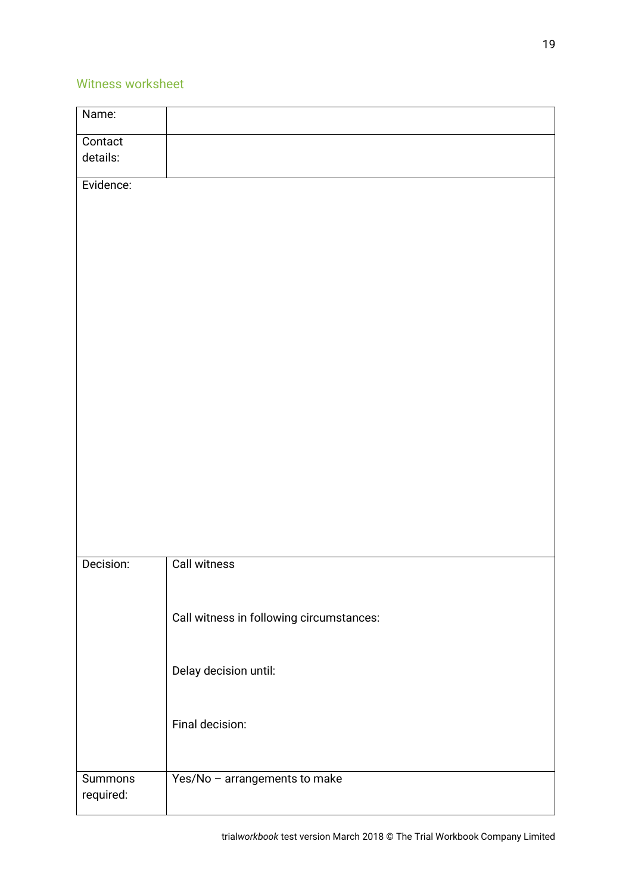## Witness worksheet

| Name: | |
|---|---|
| Contact details: | |
| Evidence: | |
| Decision: | Call witness<br><br>Call witness in following circumstances:<br><br>Delay decision until:<br><br>Final decision: |
| Summons required: | Yes/No – arrangements to make |

trial*workbook* test version March 2018 © The Trial Workbook Company Limited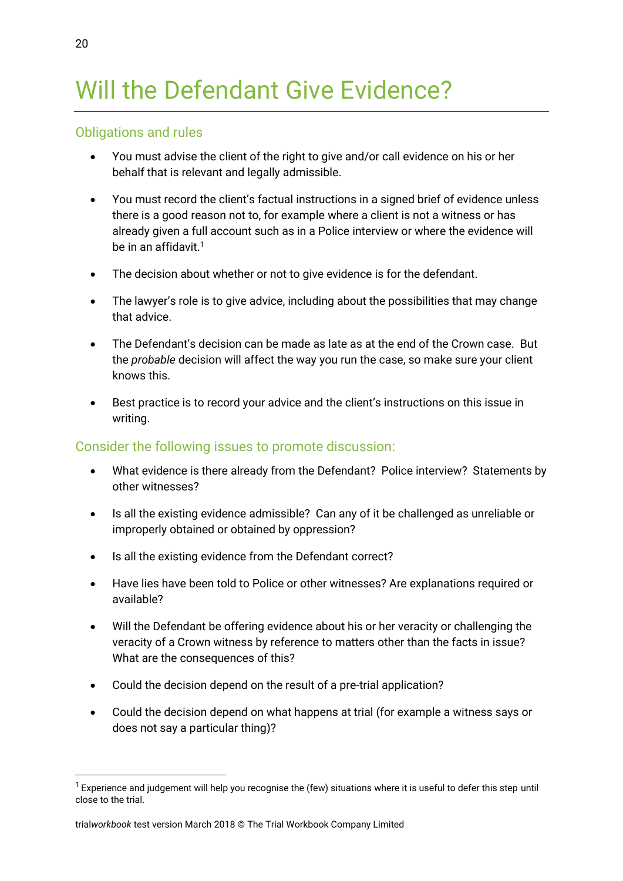# Will the Defendant Give Evidence?

## Obligations and rules

- You must advise the client of the right to give and/or call evidence on his or her behalf that is relevant and legally admissible.
- You must record the client's factual instructions in a signed brief of evidence unless there is a good reason not to, for example where a client is not a witness or has already given a full account such as in a Police interview or where the evidence will be in an affidavit.[1]
- The decision about whether or not to give evidence is for the defendant.
- The lawyer's role is to give advice, including about the possibilities that may change that advice.
- The Defendant's decision can be made as late as at the end of the Crown case. But the *probable* decision will affect the way you run the case, so make sure your client knows this.
- Best practice is to record your advice and the client's instructions on this issue in writing.

## Consider the following issues to promote discussion:

- What evidence is there already from the Defendant? Police interview? Statements by other witnesses?
- Is all the existing evidence admissible? Can any of it be challenged as unreliable or improperly obtained or obtained by oppression?
- Is all the existing evidence from the Defendant correct?
- Have lies have been told to Police or other witnesses? Are explanations required or available?
- Will the Defendant be offering evidence about his or her veracity or challenging the veracity of a Crown witness by reference to matters other than the facts in issue? What are the consequences of this?
- Could the decision depend on the result of a pre-trial application?
- Could the decision depend on what happens at trial (for example a witness says or does not say a particular thing)?

---

[1] Experience and judgement will help you recognise the (few) situations where it is useful to defer this step until close to the trial.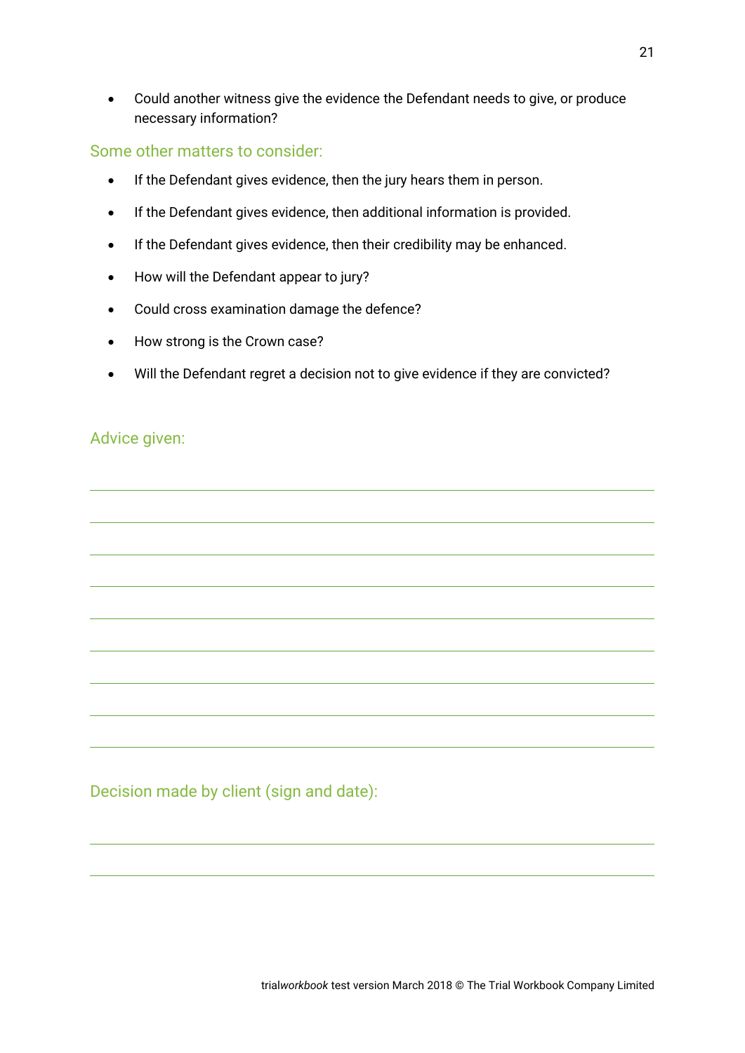- Could another witness give the evidence the Defendant needs to give, or produce necessary information?

## Some other matters to consider:

- If the Defendant gives evidence, then the jury hears them in person.
- If the Defendant gives evidence, then additional information is provided.
- If the Defendant gives evidence, then their credibility may be enhanced.
- How will the Defendant appear to jury?
- Could cross examination damage the defence?
- How strong is the Crown case?
- Will the Defendant regret a decision not to give evidence if they are convicted?

## Advice given:

## Decision made by client (sign and date):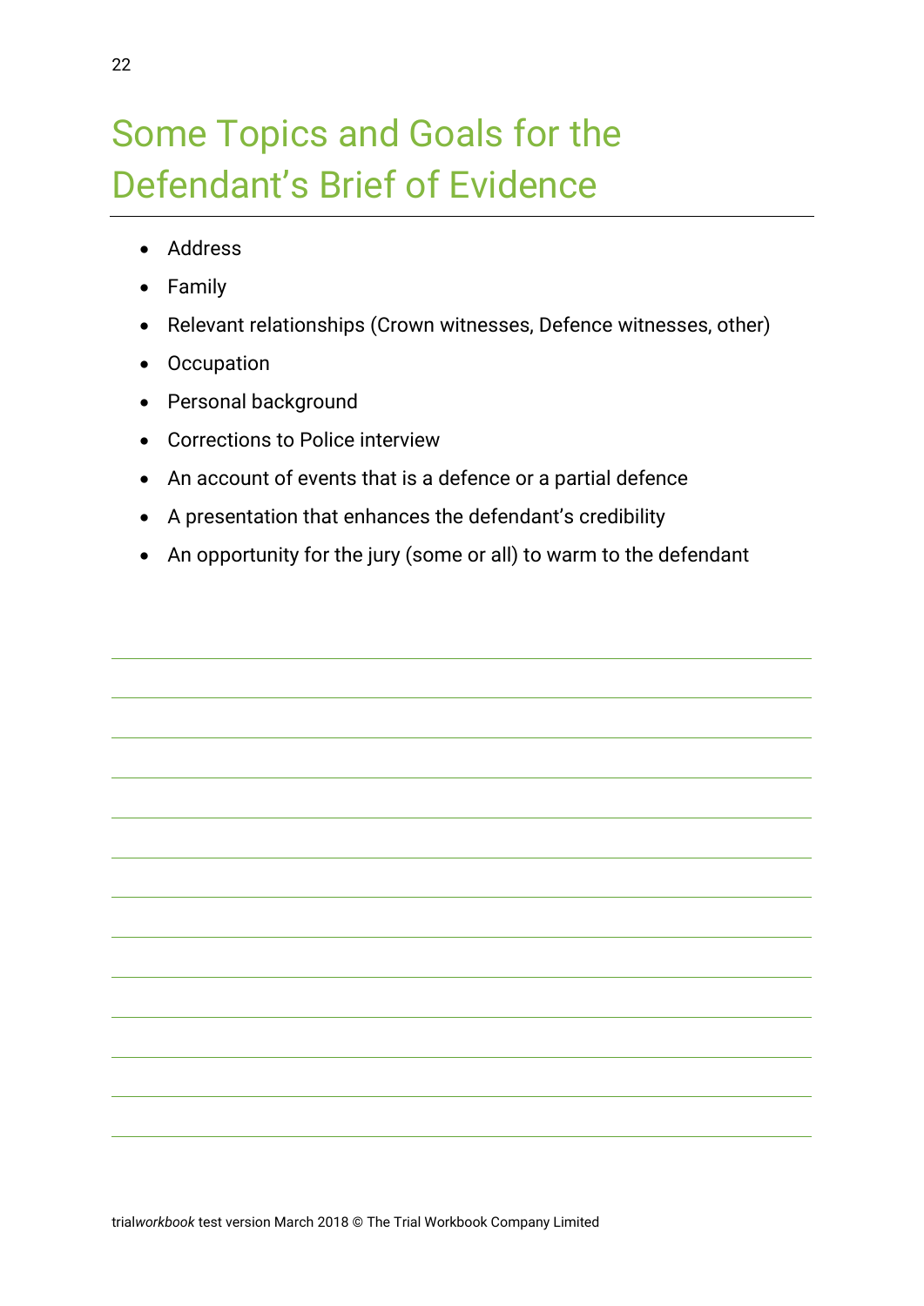# Some Topics and Goals for the Defendant's Brief of Evidence

- Address
- Family
- Relevant relationships (Crown witnesses, Defence witnesses, other)
- Occupation
- Personal background
- Corrections to Police interview
- An account of events that is a defence or a partial defence
- A presentation that enhances the defendant's credibility
- An opportunity for the jury (some or all) to warm to the defendant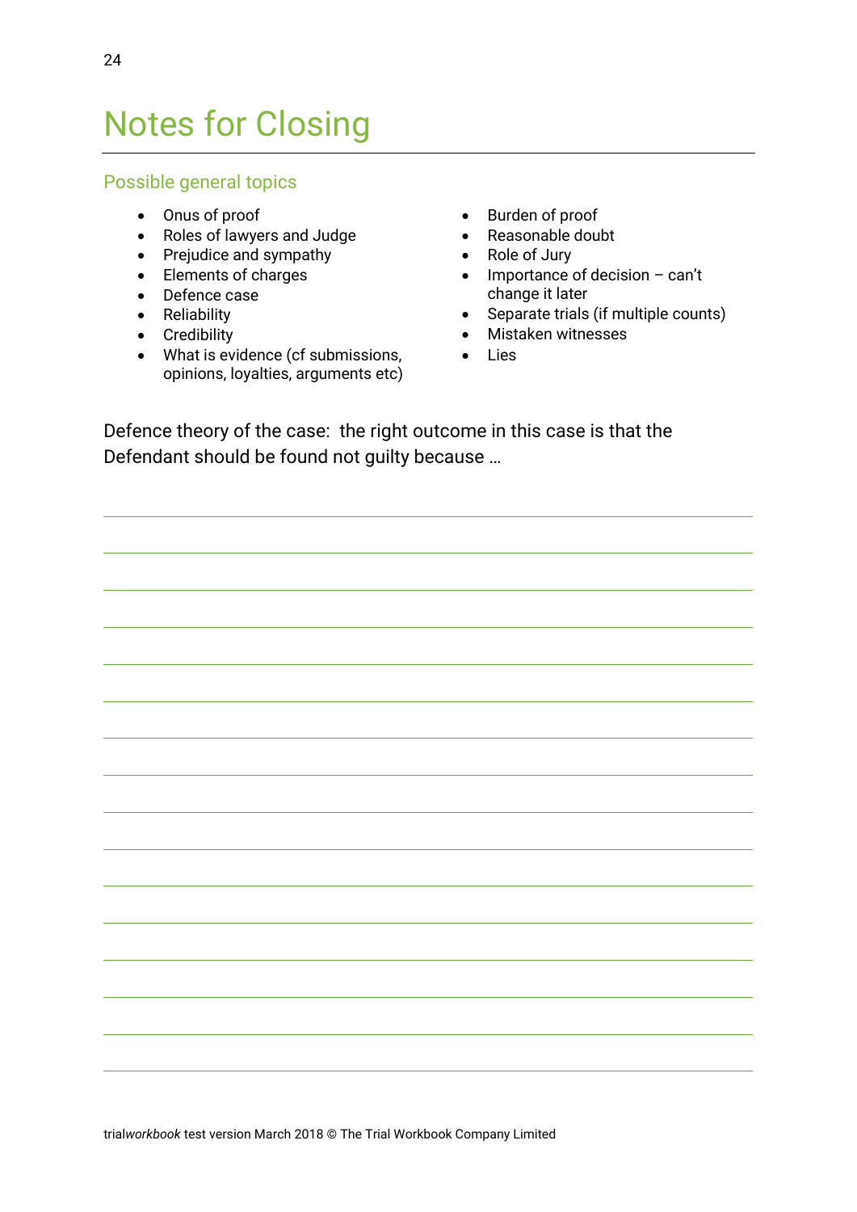# Notes for Closing

## Possible general topics

- Onus of proof
- Roles of lawyers and Judge
- Prejudice and sympathy
- Elements of charges
- Defence case
- Reliability
- Credibility
- What is evidence (cf submissions, opinions, loyalties, arguments etc)
- Burden of proof
- Reasonable doubt
- Role of Jury
- Importance of decision – can't change it later
- Separate trials (if multiple counts)
- Mistaken witnesses
- Lies

Defence theory of the case: the right outcome in this case is that the Defendant should be found not guilty because …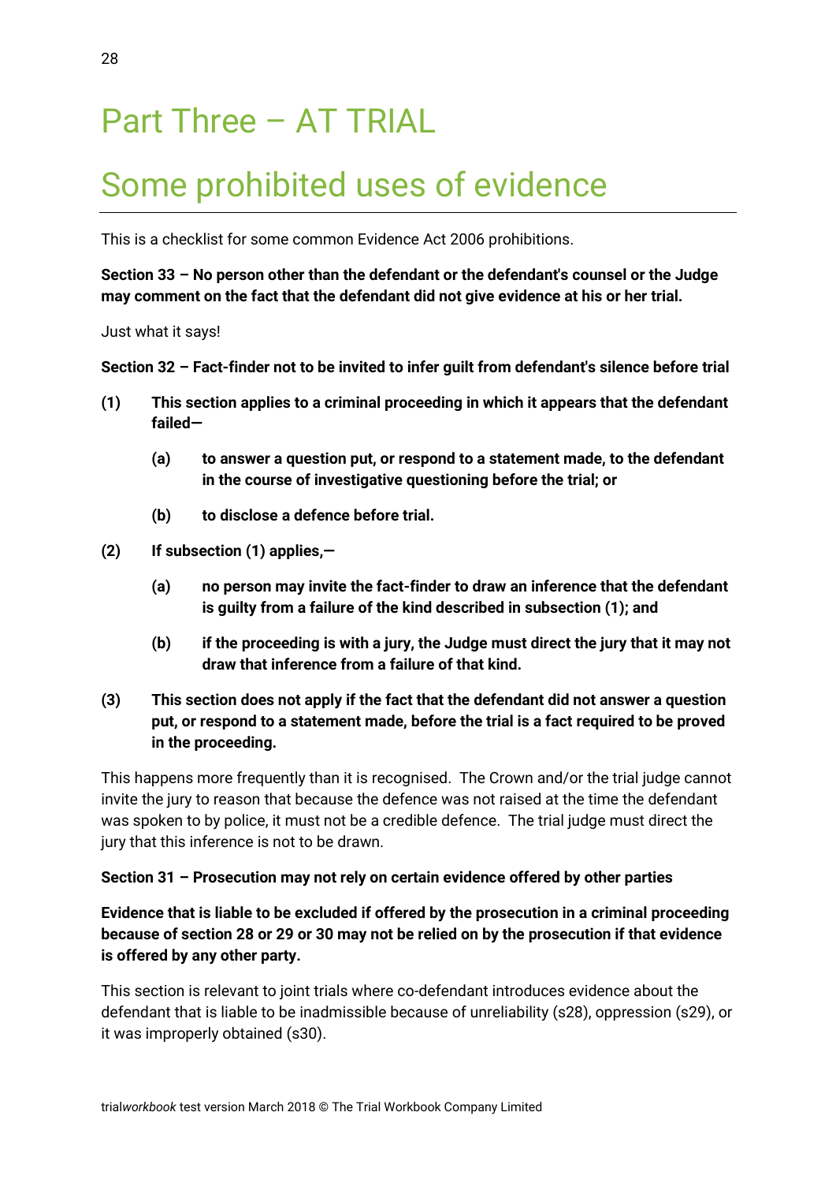# Part Three – AT TRIAL

# Some prohibited uses of evidence

This is a checklist for some common Evidence Act 2006 prohibitions.

**Section 33 – No person other than the defendant or the defendant's counsel or the Judge may comment on the fact that the defendant did not give evidence at his or her trial.**

Just what it says!

**Section 32 – Fact-finder not to be invited to infer guilt from defendant's silence before trial**

**(1) This section applies to a criminal proceeding in which it appears that the defendant failed—**

> **(a) to answer a question put, or respond to a statement made, to the defendant in the course of investigative questioning before the trial; or**
>
> **(b) to disclose a defence before trial.**

**(2) If subsection (1) applies,—**

> **(a) no person may invite the fact-finder to draw an inference that the defendant is guilty from a failure of the kind described in subsection (1); and**
>
> **(b) if the proceeding is with a jury, the Judge must direct the jury that it may not draw that inference from a failure of that kind.**

**(3) This section does not apply if the fact that the defendant did not answer a question put, or respond to a statement made, before the trial is a fact required to be proved in the proceeding.**

This happens more frequently than it is recognised. The Crown and/or the trial judge cannot invite the jury to reason that because the defence was not raised at the time the defendant was spoken to by police, it must not be a credible defence. The trial judge must direct the jury that this inference is not to be drawn.

**Section 31 – Prosecution may not rely on certain evidence offered by other parties**

**Evidence that is liable to be excluded if offered by the prosecution in a criminal proceeding because of section 28 or 29 or 30 may not be relied on by the prosecution if that evidence is offered by any other party.**

This section is relevant to joint trials where co-defendant introduces evidence about the defendant that is liable to be inadmissible because of unreliability (s28), oppression (s29), or it was improperly obtained (s30).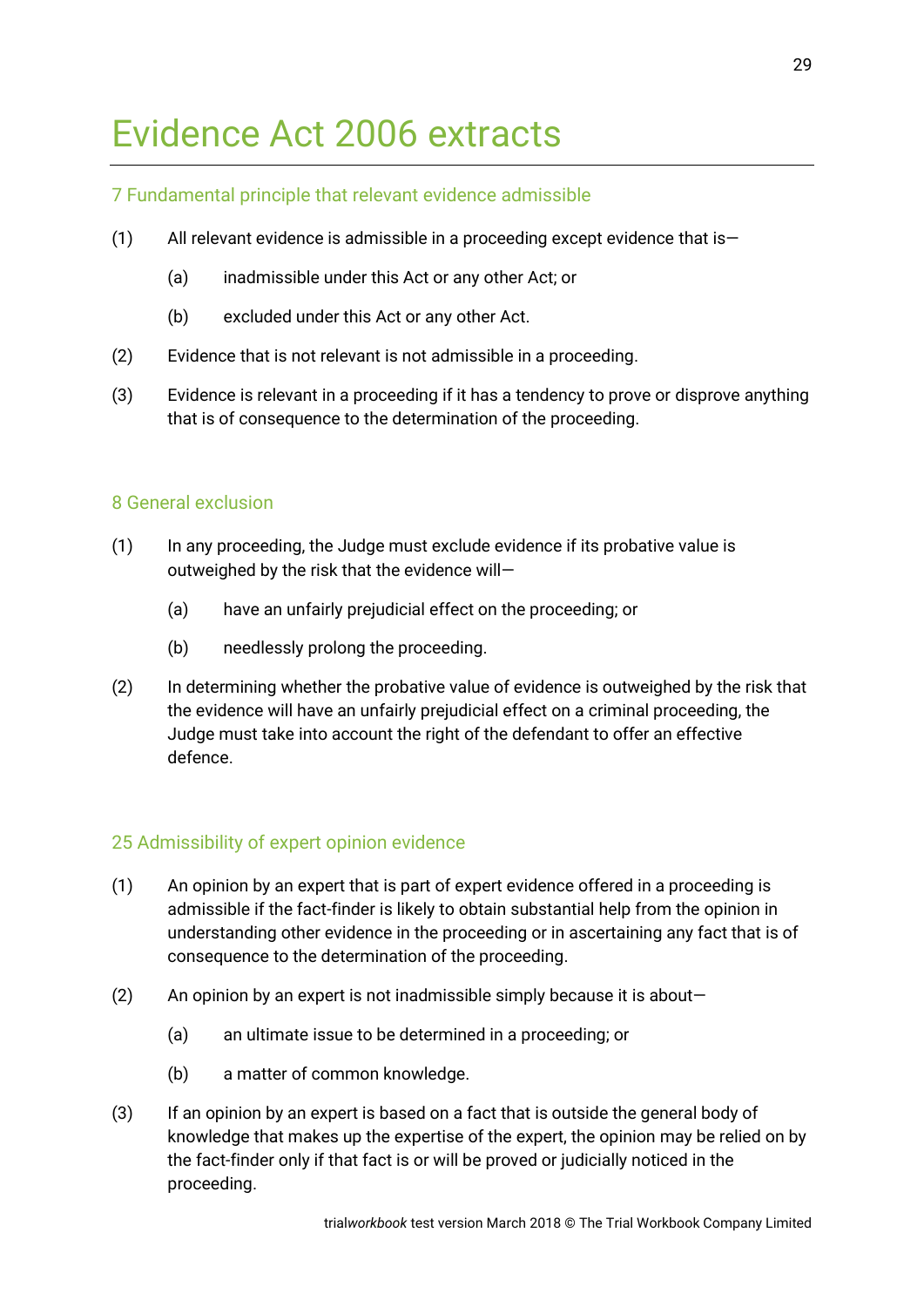# Evidence Act 2006 extracts

## 7 Fundamental principle that relevant evidence admissible

(1) All relevant evidence is admissible in a proceeding except evidence that is—

(a) inadmissible under this Act or any other Act; or

(b) excluded under this Act or any other Act.

(2) Evidence that is not relevant is not admissible in a proceeding.

(3) Evidence is relevant in a proceeding if it has a tendency to prove or disprove anything that is of consequence to the determination of the proceeding.

## 8 General exclusion

(1) In any proceeding, the Judge must exclude evidence if its probative value is outweighed by the risk that the evidence will—

(a) have an unfairly prejudicial effect on the proceeding; or

(b) needlessly prolong the proceeding.

(2) In determining whether the probative value of evidence is outweighed by the risk that the evidence will have an unfairly prejudicial effect on a criminal proceeding, the Judge must take into account the right of the defendant to offer an effective defence.

## 25 Admissibility of expert opinion evidence

(1) An opinion by an expert that is part of expert evidence offered in a proceeding is admissible if the fact-finder is likely to obtain substantial help from the opinion in understanding other evidence in the proceeding or in ascertaining any fact that is of consequence to the determination of the proceeding.

(2) An opinion by an expert is not inadmissible simply because it is about—

(a) an ultimate issue to be determined in a proceeding; or

(b) a matter of common knowledge.

(3) If an opinion by an expert is based on a fact that is outside the general body of knowledge that makes up the expertise of the expert, the opinion may be relied on by the fact-finder only if that fact is or will be proved or judicially noticed in the proceeding.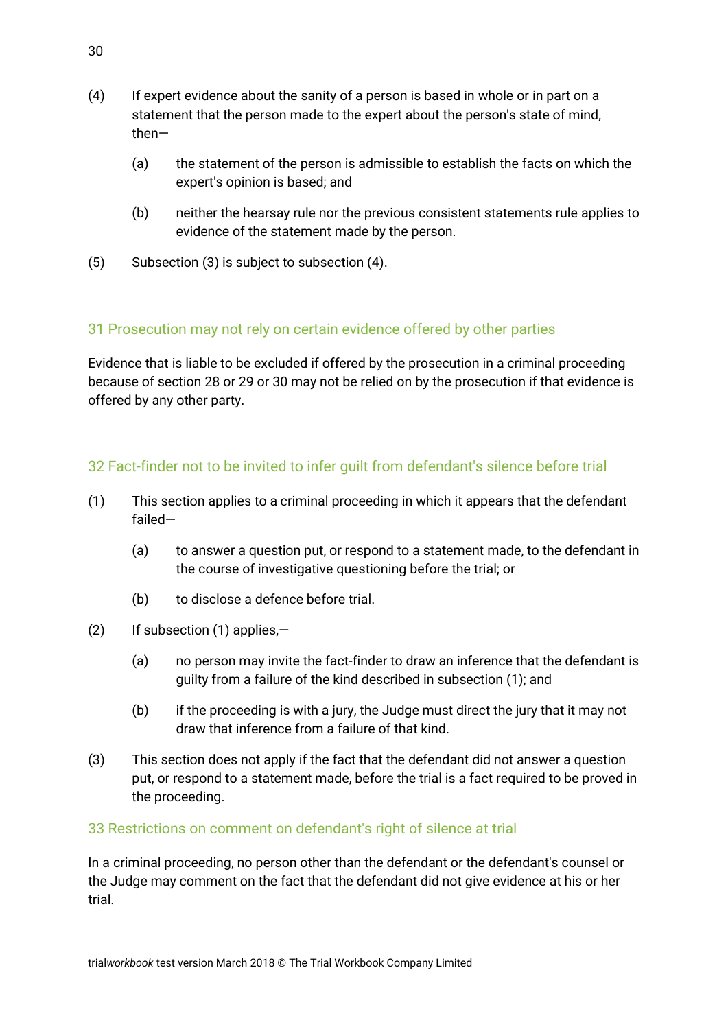(4) If expert evidence about the sanity of a person is based in whole or in part on a statement that the person made to the expert about the person's state of mind, then—

 (a) the statement of the person is admissible to establish the facts on which the expert's opinion is based; and

 (b) neither the hearsay rule nor the previous consistent statements rule applies to evidence of the statement made by the person.

(5) Subsection (3) is subject to subsection (4).

## 31 Prosecution may not rely on certain evidence offered by other parties

Evidence that is liable to be excluded if offered by the prosecution in a criminal proceeding because of section 28 or 29 or 30 may not be relied on by the prosecution if that evidence is offered by any other party.

## 32 Fact-finder not to be invited to infer guilt from defendant's silence before trial

(1) This section applies to a criminal proceeding in which it appears that the defendant failed—

 (a) to answer a question put, or respond to a statement made, to the defendant in the course of investigative questioning before the trial; or

 (b) to disclose a defence before trial.

(2) If subsection (1) applies,—

 (a) no person may invite the fact-finder to draw an inference that the defendant is guilty from a failure of the kind described in subsection (1); and

 (b) if the proceeding is with a jury, the Judge must direct the jury that it may not draw that inference from a failure of that kind.

(3) This section does not apply if the fact that the defendant did not answer a question put, or respond to a statement made, before the trial is a fact required to be proved in the proceeding.

## 33 Restrictions on comment on defendant's right of silence at trial

In a criminal proceeding, no person other than the defendant or the defendant's counsel or the Judge may comment on the fact that the defendant did not give evidence at his or her trial.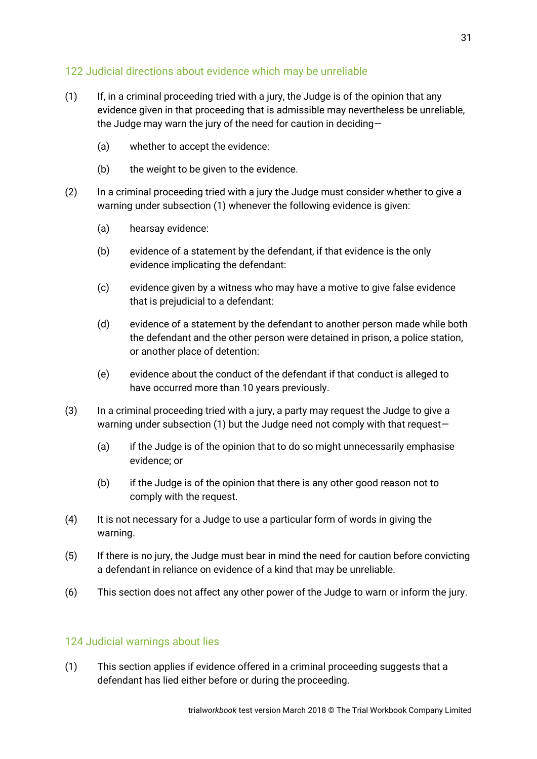## 122 Judicial directions about evidence which may be unreliable

(1) If, in a criminal proceeding tried with a jury, the Judge is of the opinion that any evidence given in that proceeding that is admissible may nevertheless be unreliable, the Judge may warn the jury of the need for caution in deciding—

  (a) whether to accept the evidence:

  (b) the weight to be given to the evidence.

(2) In a criminal proceeding tried with a jury the Judge must consider whether to give a warning under subsection (1) whenever the following evidence is given:

  (a) hearsay evidence:

  (b) evidence of a statement by the defendant, if that evidence is the only evidence implicating the defendant:

  (c) evidence given by a witness who may have a motive to give false evidence that is prejudicial to a defendant:

  (d) evidence of a statement by the defendant to another person made while both the defendant and the other person were detained in prison, a police station, or another place of detention:

  (e) evidence about the conduct of the defendant if that conduct is alleged to have occurred more than 10 years previously.

(3) In a criminal proceeding tried with a jury, a party may request the Judge to give a warning under subsection (1) but the Judge need not comply with that request—

  (a) if the Judge is of the opinion that to do so might unnecessarily emphasise evidence; or

  (b) if the Judge is of the opinion that there is any other good reason not to comply with the request.

(4) It is not necessary for a Judge to use a particular form of words in giving the warning.

(5) If there is no jury, the Judge must bear in mind the need for caution before convicting a defendant in reliance on evidence of a kind that may be unreliable.

(6) This section does not affect any other power of the Judge to warn or inform the jury.

## 124 Judicial warnings about lies

(1) This section applies if evidence offered in a criminal proceeding suggests that a defendant has lied either before or during the proceeding.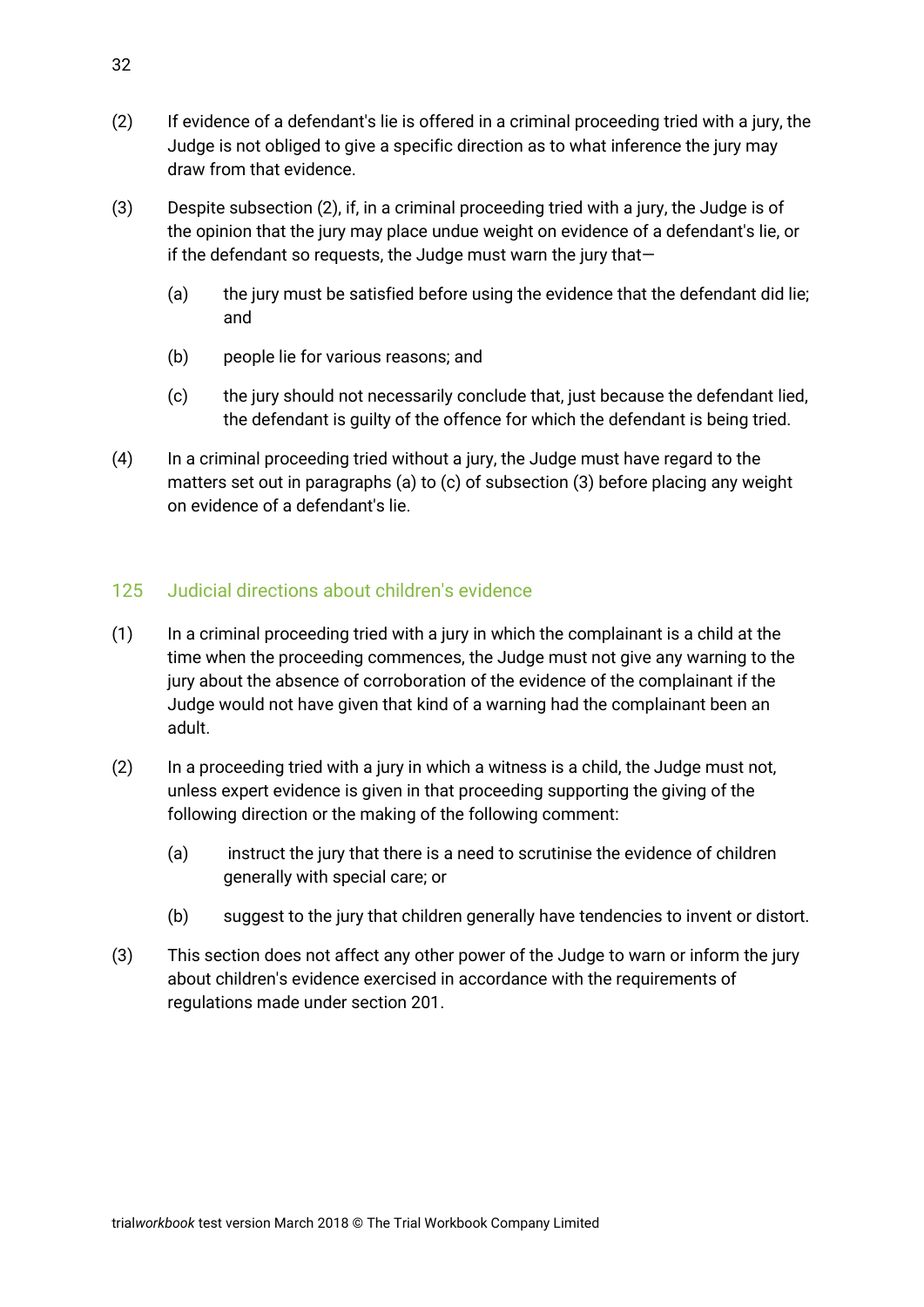(2) If evidence of a defendant's lie is offered in a criminal proceeding tried with a jury, the Judge is not obliged to give a specific direction as to what inference the jury may draw from that evidence.

(3) Despite subsection (2), if, in a criminal proceeding tried with a jury, the Judge is of the opinion that the jury may place undue weight on evidence of a defendant's lie, or if the defendant so requests, the Judge must warn the jury that—

- (a) the jury must be satisfied before using the evidence that the defendant did lie; and
- (b) people lie for various reasons; and
- (c) the jury should not necessarily conclude that, just because the defendant lied, the defendant is guilty of the offence for which the defendant is being tried.

(4) In a criminal proceeding tried without a jury, the Judge must have regard to the matters set out in paragraphs (a) to (c) of subsection (3) before placing any weight on evidence of a defendant's lie.

## 125 Judicial directions about children's evidence

(1) In a criminal proceeding tried with a jury in which the complainant is a child at the time when the proceeding commences, the Judge must not give any warning to the jury about the absence of corroboration of the evidence of the complainant if the Judge would not have given that kind of a warning had the complainant been an adult.

(2) In a proceeding tried with a jury in which a witness is a child, the Judge must not, unless expert evidence is given in that proceeding supporting the giving of the following direction or the making of the following comment:

- (a) instruct the jury that there is a need to scrutinise the evidence of children generally with special care; or
- (b) suggest to the jury that children generally have tendencies to invent or distort.

(3) This section does not affect any other power of the Judge to warn or inform the jury about children's evidence exercised in accordance with the requirements of regulations made under section 201.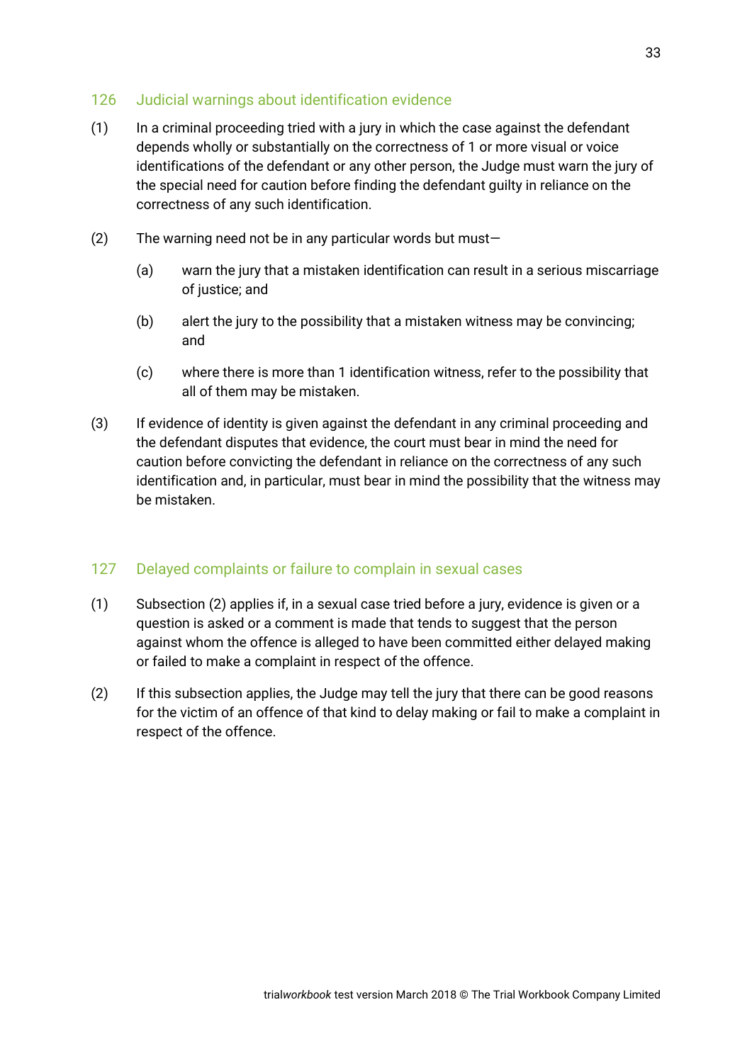## 126 Judicial warnings about identification evidence

(1) In a criminal proceeding tried with a jury in which the case against the defendant depends wholly or substantially on the correctness of 1 or more visual or voice identifications of the defendant or any other person, the Judge must warn the jury of the special need for caution before finding the defendant guilty in reliance on the correctness of any such identification.

(2) The warning need not be in any particular words but must—

> (a) warn the jury that a mistaken identification can result in a serious miscarriage of justice; and
>
> (b) alert the jury to the possibility that a mistaken witness may be convincing; and
>
> (c) where there is more than 1 identification witness, refer to the possibility that all of them may be mistaken.

(3) If evidence of identity is given against the defendant in any criminal proceeding and the defendant disputes that evidence, the court must bear in mind the need for caution before convicting the defendant in reliance on the correctness of any such identification and, in particular, must bear in mind the possibility that the witness may be mistaken.

## 127 Delayed complaints or failure to complain in sexual cases

(1) Subsection (2) applies if, in a sexual case tried before a jury, evidence is given or a question is asked or a comment is made that tends to suggest that the person against whom the offence is alleged to have been committed either delayed making or failed to make a complaint in respect of the offence.

(2) If this subsection applies, the Judge may tell the jury that there can be good reasons for the victim of an offence of that kind to delay making or fail to make a complaint in respect of the offence.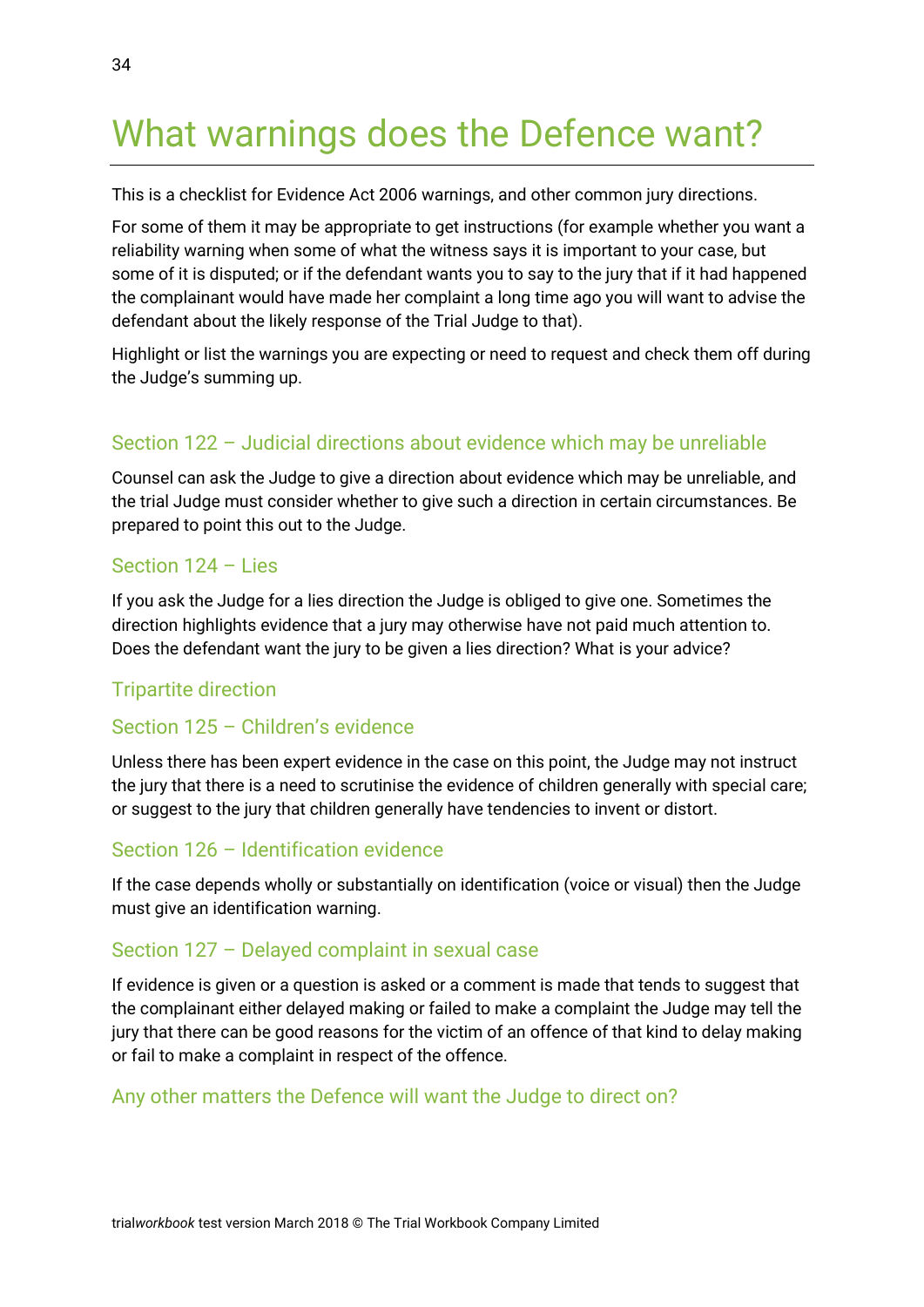# What warnings does the Defence want?

This is a checklist for Evidence Act 2006 warnings, and other common jury directions.

For some of them it may be appropriate to get instructions (for example whether you want a reliability warning when some of what the witness says it is important to your case, but some of it is disputed; or if the defendant wants you to say to the jury that if it had happened the complainant would have made her complaint a long time ago you will want to advise the defendant about the likely response of the Trial Judge to that).

Highlight or list the warnings you are expecting or need to request and check them off during the Judge's summing up.

## Section 122 – Judicial directions about evidence which may be unreliable

Counsel can ask the Judge to give a direction about evidence which may be unreliable, and the trial Judge must consider whether to give such a direction in certain circumstances. Be prepared to point this out to the Judge.

## Section 124 – Lies

If you ask the Judge for a lies direction the Judge is obliged to give one. Sometimes the direction highlights evidence that a jury may otherwise have not paid much attention to. Does the defendant want the jury to be given a lies direction? What is your advice?

## Tripartite direction

## Section 125 – Children's evidence

Unless there has been expert evidence in the case on this point, the Judge may not instruct the jury that there is a need to scrutinise the evidence of children generally with special care; or suggest to the jury that children generally have tendencies to invent or distort.

## Section 126 – Identification evidence

If the case depends wholly or substantially on identification (voice or visual) then the Judge must give an identification warning.

## Section 127 – Delayed complaint in sexual case

If evidence is given or a question is asked or a comment is made that tends to suggest that the complainant either delayed making or failed to make a complaint the Judge may tell the jury that there can be good reasons for the victim of an offence of that kind to delay making or fail to make a complaint in respect of the offence.

## Any other matters the Defence will want the Judge to direct on?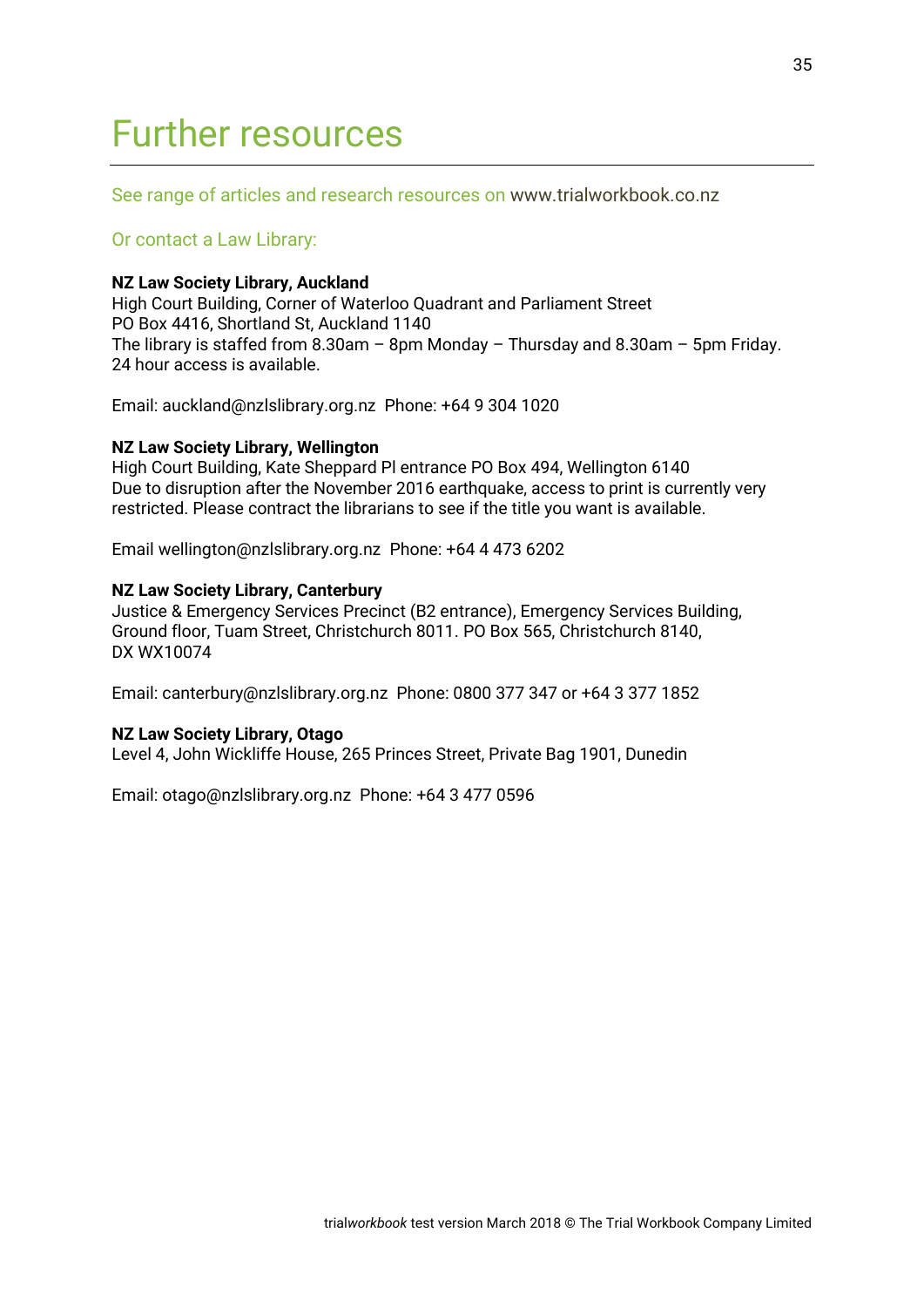# Further resources

See range of articles and research resources on www.trialworkbook.co.nz

Or contact a Law Library:

**NZ Law Society Library, Auckland**
High Court Building, Corner of Waterloo Quadrant and Parliament Street
PO Box 4416, Shortland St, Auckland 1140
The library is staffed from 8.30am – 8pm Monday – Thursday and 8.30am – 5pm Friday.
24 hour access is available.

Email: auckland@nzlslibrary.org.nz Phone: +64 9 304 1020

**NZ Law Society Library, Wellington**
High Court Building, Kate Sheppard Pl entrance PO Box 494, Wellington 6140
Due to disruption after the November 2016 earthquake, access to print is currently very restricted. Please contract the librarians to see if the title you want is available.

Email wellington@nzlslibrary.org.nz Phone: +64 4 473 6202

**NZ Law Society Library, Canterbury**
Justice & Emergency Services Precinct (B2 entrance), Emergency Services Building, Ground floor, Tuam Street, Christchurch 8011. PO Box 565, Christchurch 8140, DX WX10074

Email: canterbury@nzlslibrary.org.nz Phone: 0800 377 347 or +64 3 377 1852

**NZ Law Society Library, Otago**
Level 4, John Wickliffe House, 265 Princes Street, Private Bag 1901, Dunedin

Email: otago@nzlslibrary.org.nz Phone: +64 3 477 0596